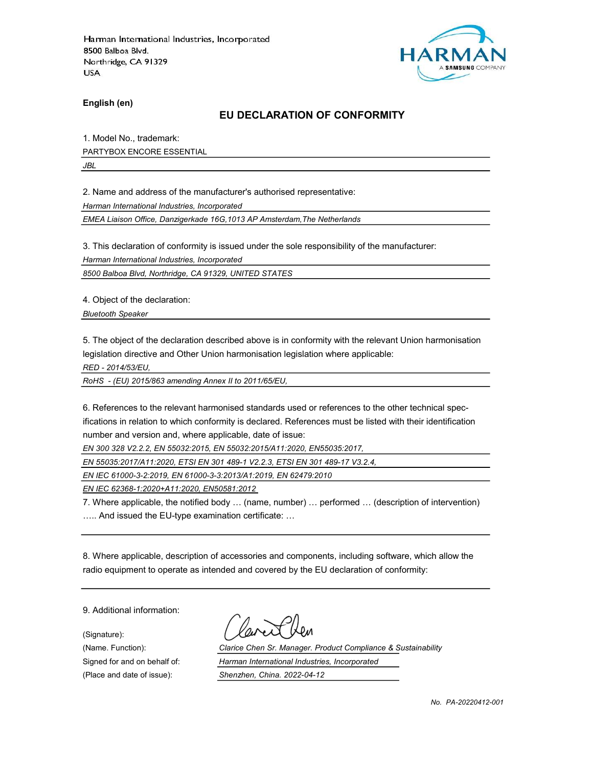Harman International Industries, Incorporated
8500 Balboa Blvd.
Northridge, CA 91329
USA

HARMAN
A SAMSUNG COMPANY

**English (en)**

## EU DECLARATION OF CONFORMITY

1. Model No., trademark:

PARTYBOX ENCORE ESSENTIAL

*JBL*

2. Name and address of the manufacturer's authorised representative:

*Harman International Industries, Incorporated*

*EMEA Liaison Office, Danzigerkade 16G,1013 AP Amsterdam,The Netherlands*

3. This declaration of conformity is issued under the sole responsibility of the manufacturer:

*Harman International Industries, Incorporated*

*8500 Balboa Blvd, Northridge, CA 91329, UNITED STATES*

4. Object of the declaration:

*Bluetooth Speaker*

5. The object of the declaration described above is in conformity with the relevant Union harmonisation legislation directive and Other Union harmonisation legislation where applicable:

*RED - 2014/53/EU,*

*RoHS - (EU) 2015/863 amending Annex II to 2011/65/EU,*

6. References to the relevant harmonised standards used or references to the other technical specifications in relation to which conformity is declared. References must be listed with their identification number and version and, where applicable, date of issue:

*EN 300 328 V2.2.2, EN 55032:2015, EN 55032:2015/A11:2020, EN55035:2017,*

*EN 55035:2017/A11:2020, ETSI EN 301 489-1 V2.2.3, ETSI EN 301 489-17 V3.2.4,*

*EN IEC 61000-3-2:2019, EN 61000-3-3:2013/A1:2019, EN 62479:2010*

*EN IEC 62368-1:2020+A11:2020, EN50581:2012*

7. Where applicable, the notified body … (name, number) … performed … (description of intervention) ….. And issued the EU-type examination certificate: …

8. Where applicable, description of accessories and components, including software, which allow the radio equipment to operate as intended and covered by the EU declaration of conformity:

9. Additional information:

(Signature):

(Name. Function): *Clarice Chen Sr. Manager. Product Compliance & Sustainability*

Signed for and on behalf of: *Harman International Industries, Incorporated*

(Place and date of issue): *Shenzhen, China. 2022-04-12*

*No. PA-20220412-001*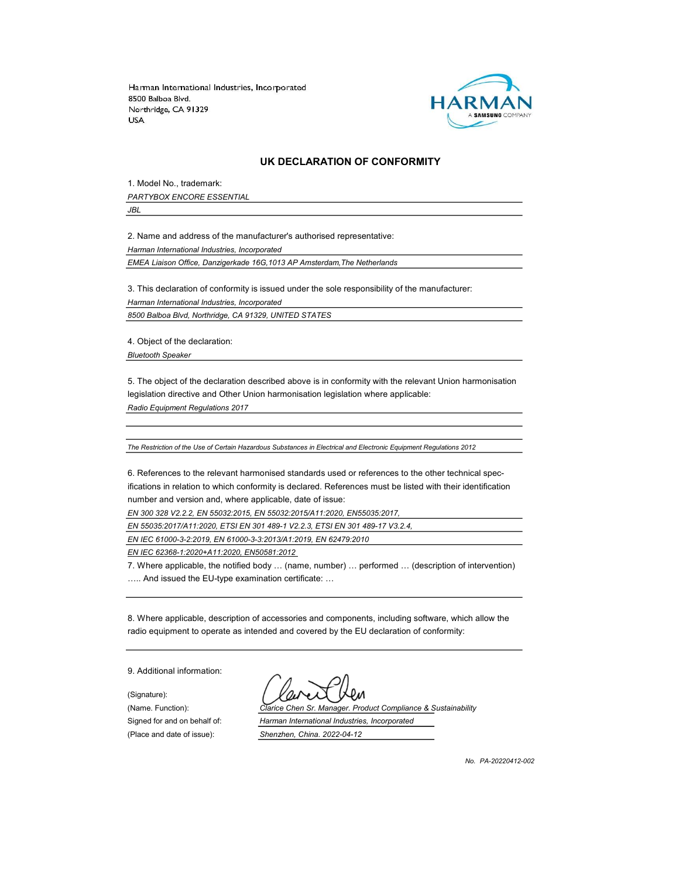Harman International Industries, Incorporated
8500 Balboa Blvd.
Northridge, CA 91329
USA

HARMAN
A SAMSUNG COMPANY

## UK DECLARATION OF CONFORMITY

1. Model No., trademark:

*PARTYBOX ENCORE ESSENTIAL*

*JBL*

2. Name and address of the manufacturer's authorised representative:

*Harman International Industries, Incorporated*

*EMEA Liaison Office, Danzigerkade 16G,1013 AP Amsterdam,The Netherlands*

3. This declaration of conformity is issued under the sole responsibility of the manufacturer:

*Harman International Industries, Incorporated*

*8500 Balboa Blvd, Northridge, CA 91329, UNITED STATES*

4. Object of the declaration:

*Bluetooth Speaker*

5. The object of the declaration described above is in conformity with the relevant Union harmonisation legislation directive and Other Union harmonisation legislation where applicable:

*Radio Equipment Regulations 2017*

*The Restriction of the Use of Certain Hazardous Substances in Electrical and Electronic Equipment Regulations 2012*

6. References to the relevant harmonised standards used or references to the other technical specifications in relation to which conformity is declared. References must be listed with their identification number and version and, where applicable, date of issue:

*EN 300 328 V2.2.2, EN 55032:2015, EN 55032:2015/A11:2020, EN55035:2017,*

*EN 55035:2017/A11:2020, ETSI EN 301 489-1 V2.2.3, ETSI EN 301 489-17 V3.2.4,*

*EN IEC 61000-3-2:2019, EN 61000-3-3:2013/A1:2019, EN 62479:2010*

*EN IEC 62368-1:2020+A11:2020, EN50581:2012*

7. Where applicable, the notified body … (name, number) … performed … (description of intervention) ….. And issued the EU-type examination certificate: …

8. Where applicable, description of accessories and components, including software, which allow the radio equipment to operate as intended and covered by the EU declaration of conformity:

9. Additional information:

(Signature):

(Name. Function): *Clarice Chen Sr. Manager. Product Compliance & Sustainability*

Signed for and on behalf of: *Harman International Industries, Incorporated*

(Place and date of issue): *Shenzhen, China. 2022-04-12*

*No. PA-20220412-002*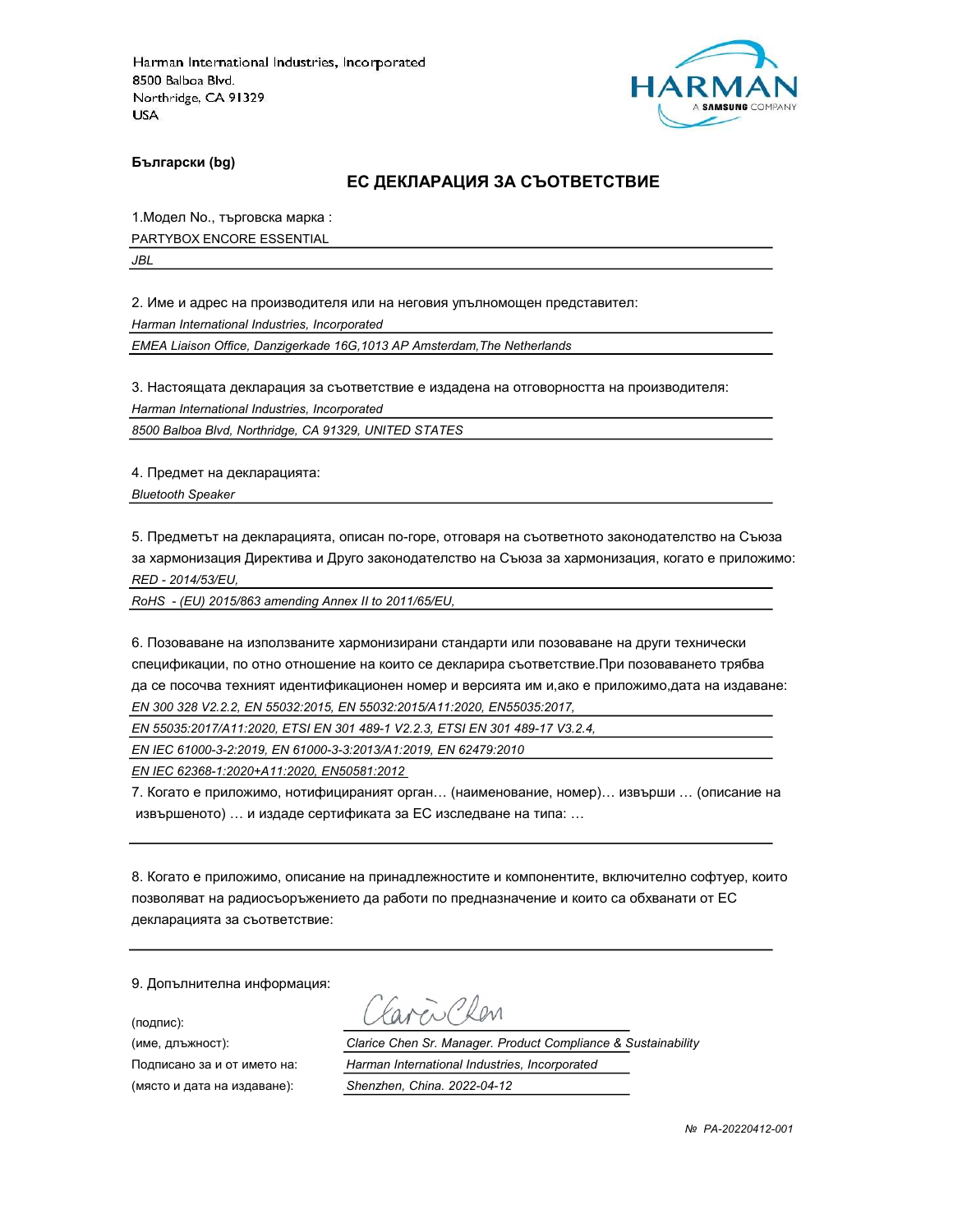Harman International Industries, Incorporated
8500 Balboa Blvd.
Northridge, CA 91329
USA

**Български (bg)**

## ЕС ДЕКЛАРАЦИЯ ЗА СЪОТВЕТСТВИЕ

1.Модел No., търговска марка :

PARTYBOX ENCORE ESSENTIAL

*JBL*

2. Име и адрес на производителя или на неговия упълномощен представител:

*Harman International Industries, Incorporated*

*EMEA Liaison Office, Danzigerkade 16G,1013 AP Amsterdam,The Netherlands*

3. Настоящата декларация за съответствие е издадена на отговорността на производителя:

*Harman International Industries, Incorporated*

*8500 Balboa Blvd, Northridge, CA 91329, UNITED STATES*

4. Предмет на декларацията:

*Bluetooth Speaker*

5. Предметът на декларацията, описан по-горе, отговаря на съответното законодателство на Съюза за хармонизация Директива и Друго законодателство на Съюза за хармонизация, когато е приложимо:

*RED - 2014/53/EU,*

*RoHS - (EU) 2015/863 amending Annex II to 2011/65/EU,*

6. Позоваване на използваните хармонизирани стандарти или позоваване на други технически спецификации, по отно отношение на които се декларира съответствие.При позоваването трябва да се посочва техният идентификационен номер и версията им и,ако е приложимо,дата на издаване:

*EN 300 328 V2.2.2, EN 55032:2015, EN 55032:2015/A11:2020, EN55035:2017,*

*EN 55035:2017/A11:2020, ETSI EN 301 489-1 V2.2.3, ETSI EN 301 489-17 V3.2.4,*

*EN IEC 61000-3-2:2019, EN 61000-3-3:2013/A1:2019, EN 62479:2010*

*EN IEC 62368-1:2020+A11:2020, EN50581:2012*

7. Когато е приложимо, нотифицираният орган… (наименование, номер)… извърши … (описание на извършеното) … и издаде сертификата за ЕС изследване на типа: …

8. Когато е приложимо, описание на принадлежностите и компонентите, включително софтуер, които позволяват на радиосъоръжението да работи по предназначение и които са обхванати от ЕС декларацията за съответствие:

9. Допълнителна информация:

(подпис): Clarice Chen

(име, длъжност): *Clarice Chen Sr. Manager. Product Compliance & Sustainability*

Подписано за и от името на: *Harman International Industries, Incorporated*

(място и дата на издаване): *Shenzhen, China. 2022-04-12*

*№ PA-20220412-001*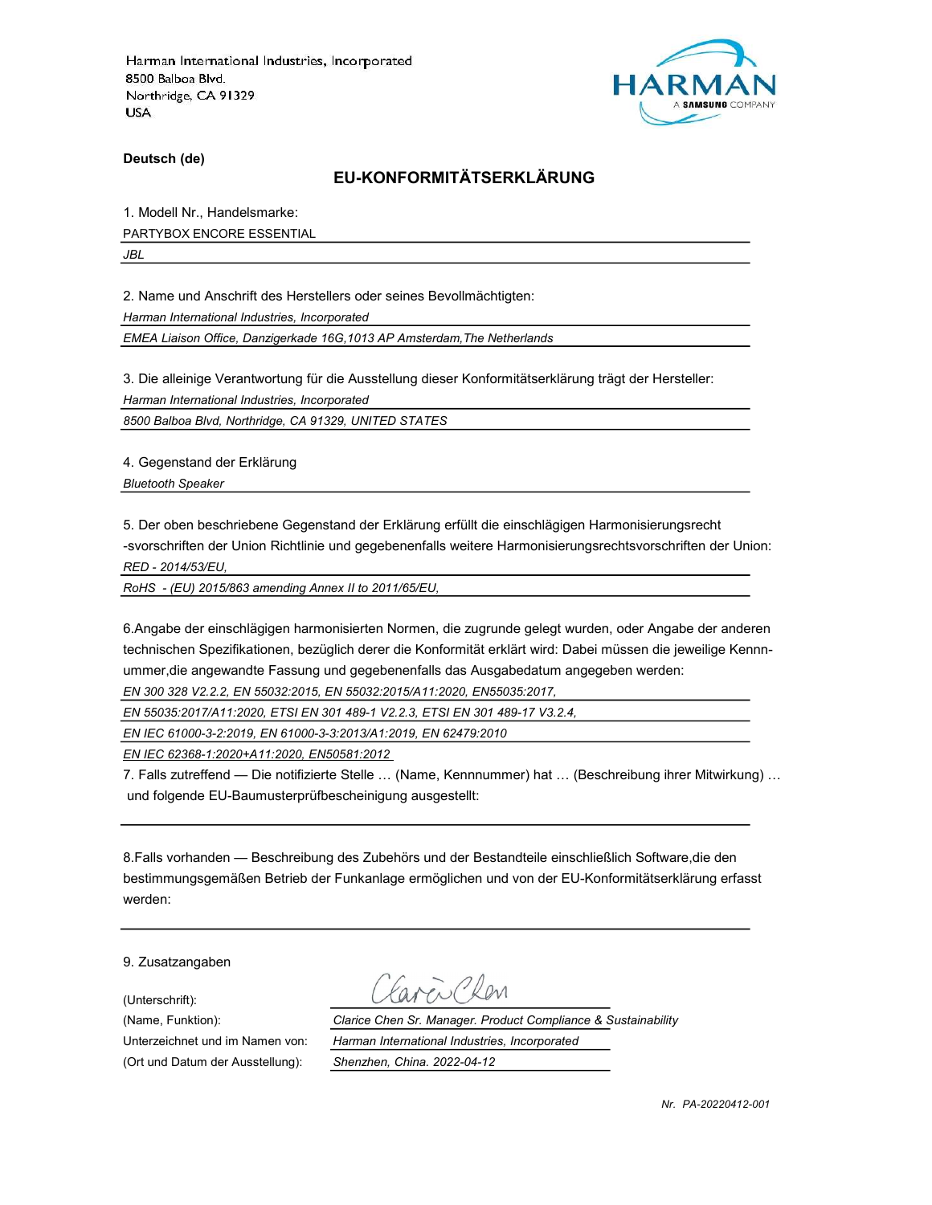Harman International Industries, Incorporated
8500 Balboa Blvd.
Northridge, CA 91329
USA

HARMAN
A SAMSUNG COMPANY

**Deutsch (de)**

## EU-KONFORMITÄTSERKLÄRUNG

1. Modell Nr., Handelsmarke:

PARTYBOX ENCORE ESSENTIAL

*JBL*

2. Name und Anschrift des Herstellers oder seines Bevollmächtigten:

*Harman International Industries, Incorporated*

*EMEA Liaison Office, Danzigerkade 16G,1013 AP Amsterdam,The Netherlands*

3. Die alleinige Verantwortung für die Ausstellung dieser Konformitätserklärung trägt der Hersteller:

*Harman International Industries, Incorporated*

*8500 Balboa Blvd, Northridge, CA 91329, UNITED STATES*

4. Gegenstand der Erklärung

*Bluetooth Speaker*

5. Der oben beschriebene Gegenstand der Erklärung erfüllt die einschlägigen Harmonisierungsrecht -svorschriften der Union Richtlinie und gegebenenfalls weitere Harmonisierungsrechtsvorschriften der Union:

*RED - 2014/53/EU,*

*RoHS - (EU) 2015/863 amending Annex II to 2011/65/EU,*

6.Angabe der einschlägigen harmonisierten Normen, die zugrunde gelegt wurden, oder Angabe der anderen technischen Spezifikationen, bezüglich derer die Konformität erklärt wird: Dabei müssen die jeweilige Kennnummer,die angewandte Fassung und gegebenenfalls das Ausgabedatum angegeben werden:

*EN 300 328 V2.2.2, EN 55032:2015, EN 55032:2015/A11:2020, EN55035:2017,*

*EN 55035:2017/A11:2020, ETSI EN 301 489-1 V2.2.3, ETSI EN 301 489-17 V3.2.4,*

*EN IEC 61000-3-2:2019, EN 61000-3-3:2013/A1:2019, EN 62479:2010*

*EN IEC 62368-1:2020+A11:2020, EN50581:2012*

7. Falls zutreffend — Die notifizierte Stelle … (Name, Kennnummer) hat … (Beschreibung ihrer Mitwirkung) … und folgende EU-Baumusterprüfbescheinigung ausgestellt:

8.Falls vorhanden — Beschreibung des Zubehörs und der Bestandteile einschließlich Software,die den bestimmungsgemäßen Betrieb der Funkanlage ermöglichen und von der EU-Konformitätserklärung erfasst werden:

9. Zusatzangaben

| | |
|---|---|
| (Unterschrift): | Clarice Chen |
| (Name, Funktion): | *Clarice Chen Sr. Manager. Product Compliance & Sustainability* |
| Unterzeichnet und im Namen von: | *Harman International Industries, Incorporated* |
| (Ort und Datum der Ausstellung): | *Shenzhen, China. 2022-04-12* |

*Nr. PA-20220412-001*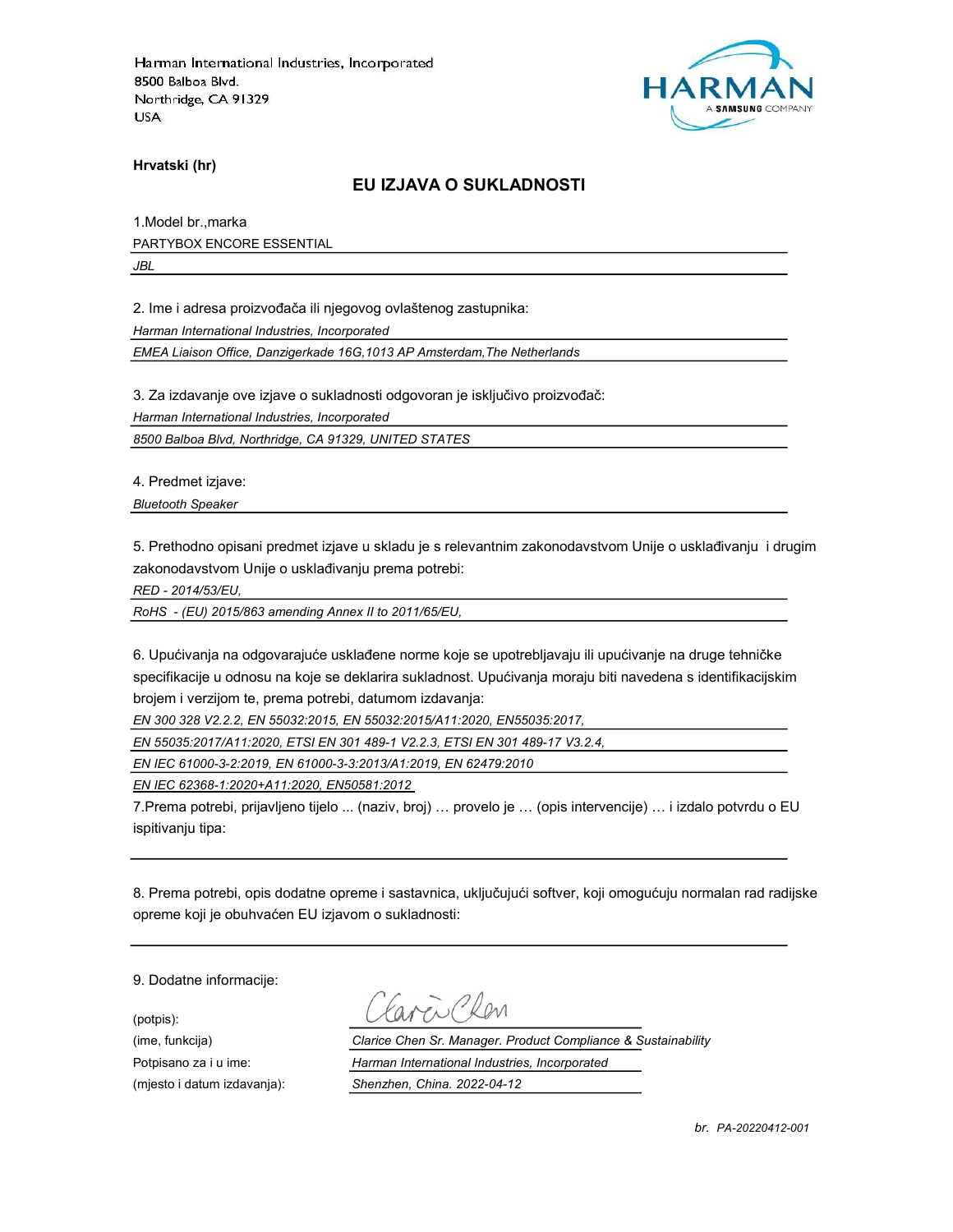Harman International Industries, Incorporated
8500 Balboa Blvd.
Northridge, CA 91329
USA

HARMAN
A SAMSUNG COMPANY

**Hrvatski (hr)**

## EU IZJAVA O SUKLADNOSTI

1.Model br.,marka

PARTYBOX ENCORE ESSENTIAL

*JBL*

2. Ime i adresa proizvođača ili njegovog ovlaštenog zastupnika:

*Harman International Industries, Incorporated*

*EMEA Liaison Office, Danzigerkade 16G,1013 AP Amsterdam,The Netherlands*

3. Za izdavanje ove izjave o sukladnosti odgovoran je isključivo proizvođač:

*Harman International Industries, Incorporated*

*8500 Balboa Blvd, Northridge, CA 91329, UNITED STATES*

4. Predmet izjave:

*Bluetooth Speaker*

5. Prethodno opisani predmet izjave u skladu je s relevantnim zakonodavstvom Unije o usklađivanju i drugim zakonodavstvom Unije o usklađivanju prema potrebi:

*RED - 2014/53/EU,*

*RoHS - (EU) 2015/863 amending Annex II to 2011/65/EU,*

6. Upućivanja na odgovarajuće usklađene norme koje se upotrebljavaju ili upućivanje na druge tehničke specifikacije u odnosu na koje se deklarira sukladnost. Upućivanja moraju biti navedena s identifikacijskim brojem i verzijom te, prema potrebi, datumom izdavanja:

*EN 300 328 V2.2.2, EN 55032:2015, EN 55032:2015/A11:2020, EN55035:2017,*

*EN 55035:2017/A11:2020, ETSI EN 301 489-1 V2.2.3, ETSI EN 301 489-17 V3.2.4,*

*EN IEC 61000-3-2:2019, EN 61000-3-3:2013/A1:2019, EN 62479:2010*

*EN IEC 62368-1:2020+A11:2020, EN50581:2012*

7.Prema potrebi, prijavljeno tijelo ... (naziv, broj) … provelo je … (opis intervencije) … i izdalo potvrdu o EU ispitivanju tipa:

8. Prema potrebi, opis dodatne opreme i sastavnica, uključujući softver, koji omogućuju normalan rad radijske opreme koji je obuhvaćen EU izjavom o sukladnosti:

9. Dodatne informacije:

(potpis):

(ime, funkcija): *Clarice Chen Sr. Manager. Product Compliance & Sustainability*

Potpisano za i u ime: *Harman International Industries, Incorporated*

(mjesto i datum izdavanja): *Shenzhen, China. 2022-04-12*

*br. PA-20220412-001*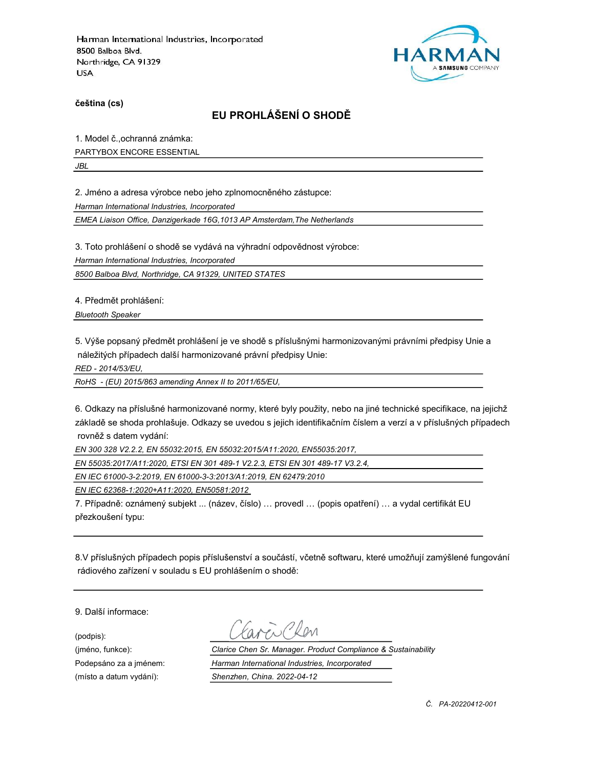Harman International Industries, Incorporated
8500 Balboa Blvd.
Northridge, CA 91329
USA

**čeština (cs)**

## EU PROHLÁŠENÍ O SHODĚ

1. Model č.,ochranná známka:

PARTYBOX ENCORE ESSENTIAL

*JBL*

2. Jméno a adresa výrobce nebo jeho zplnomocněného zástupce:

*Harman International Industries, Incorporated*

*EMEA Liaison Office, Danzigerkade 16G,1013 AP Amsterdam,The Netherlands*

3. Toto prohlášení o shodě se vydává na výhradní odpovědnost výrobce:

*Harman International Industries, Incorporated*

*8500 Balboa Blvd, Northridge, CA 91329, UNITED STATES*

4. Předmět prohlášení:

*Bluetooth Speaker*

5. Výše popsaný předmět prohlášení je ve shodě s příslušnými harmonizovanými právními předpisy Unie a náležitých případech další harmonizované právní předpisy Unie:

*RED - 2014/53/EU,*

*RoHS - (EU) 2015/863 amending Annex II to 2011/65/EU,*

6. Odkazy na příslušné harmonizované normy, které byly použity, nebo na jiné technické specifikace, na jejichž základě se shoda prohlašuje. Odkazy se uvedou s jejich identifikačním číslem a verzí a v příslušných případech rovněž s datem vydání:

*EN 300 328 V2.2.2, EN 55032:2015, EN 55032:2015/A11:2020, EN55035:2017,*

*EN 55035:2017/A11:2020, ETSI EN 301 489-1 V2.2.3, ETSI EN 301 489-17 V3.2.4,*

*EN IEC 61000-3-2:2019, EN 61000-3-3:2013/A1:2019, EN 62479:2010*

*EN IEC 62368-1:2020+A11:2020, EN50581:2012*

7. Případně: oznámený subjekt ... (název, číslo) … provedl … (popis opatření) … a vydal certifikát EU přezkoušení typu:

8.V příslušných případech popis příslušenství a součástí, včetně softwaru, které umožňují zamýšlené fungování rádiového zařízení v souladu s EU prohlášením o shodě:

9. Další informace:

(podpis): Clarice Chen

(jméno, funkce): *Clarice Chen Sr. Manager. Product Compliance & Sustainability*

Podepsáno za a jménem: *Harman International Industries, Incorporated*

(místo a datum vydání): *Shenzhen, China. 2022-04-12*

*Č. PA-20220412-001*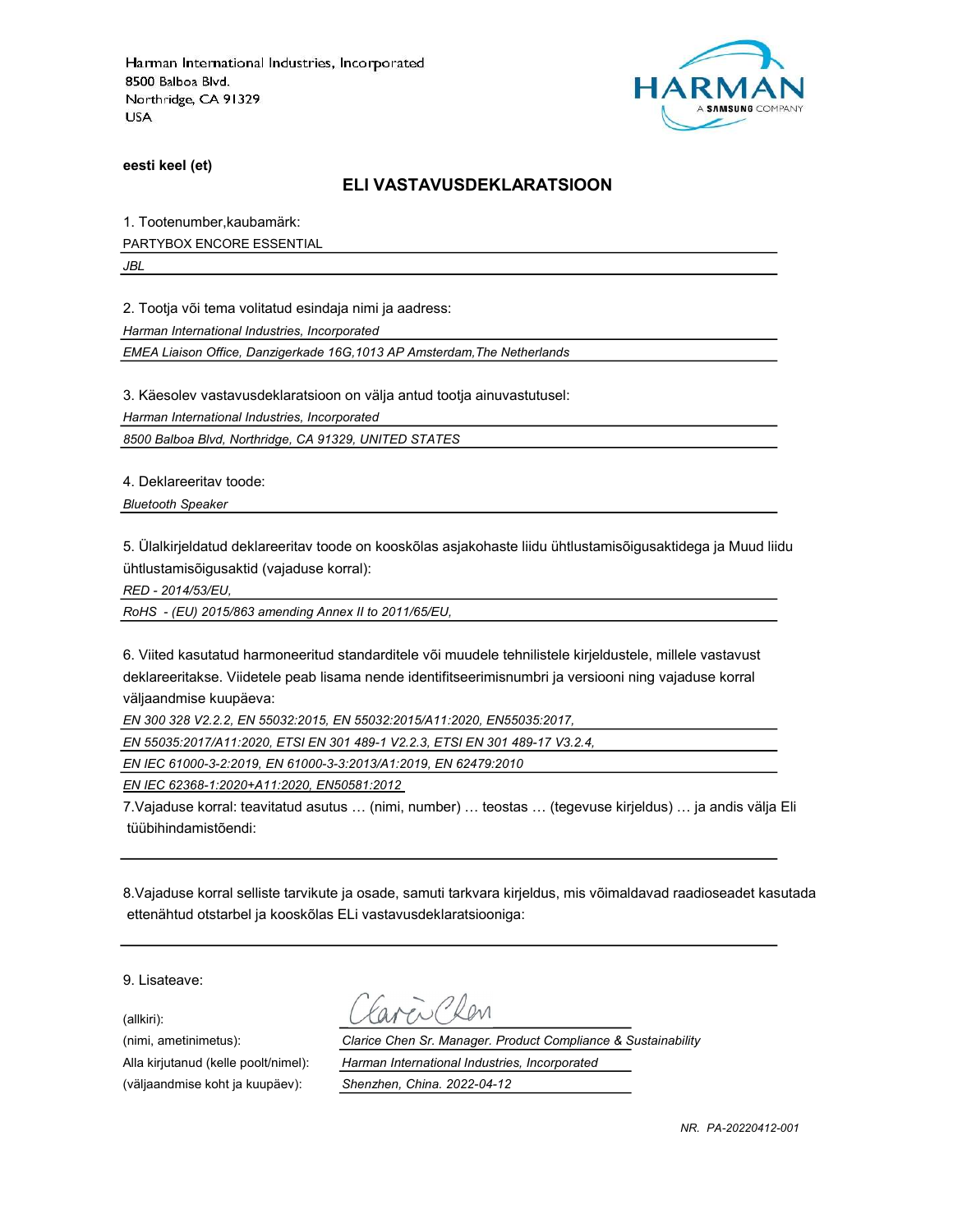Harman International Industries, Incorporated
8500 Balboa Blvd.
Northridge, CA 91329
USA

HARMAN
A SAMSUNG COMPANY

**eesti keel (et)**

## ELI VASTAVUSDEKLARATSIOON

1. Tootenumber,kaubamärk:

PARTYBOX ENCORE ESSENTIAL

*JBL*

2. Tootja või tema volitatud esindaja nimi ja aadress:

*Harman International Industries, Incorporated*

*EMEA Liaison Office, Danzigerkade 16G,1013 AP Amsterdam,The Netherlands*

3. Käesolev vastavusdeklaratsioon on välja antud tootja ainuvastutusel:

*Harman International Industries, Incorporated*

*8500 Balboa Blvd, Northridge, CA 91329, UNITED STATES*

4. Deklareeritav toode:

*Bluetooth Speaker*

5. Ülalkirjeldatud deklareeritav toode on kooskõlas asjakohaste liidu ühtlustamisõigusaktidega ja Muud liidu ühtlustamisõigusaktid (vajaduse korral):

*RED - 2014/53/EU,*

*RoHS - (EU) 2015/863 amending Annex II to 2011/65/EU,*

6. Viited kasutatud harmoneeritud standarditele või muudele tehnilistele kirjeldustele, millele vastavust deklareeritakse. Viidetele peab lisama nende identifitseerimisnumbri ja versiooni ning vajaduse korral väljaandmise kuupäeva:

*EN 300 328 V2.2.2, EN 55032:2015, EN 55032:2015/A11:2020, EN55035:2017,*

*EN 55035:2017/A11:2020, ETSI EN 301 489-1 V2.2.3, ETSI EN 301 489-17 V3.2.4,*

*EN IEC 61000-3-2:2019, EN 61000-3-3:2013/A1:2019, EN 62479:2010*

*EN IEC 62368-1:2020+A11:2020, EN50581:2012*

7.Vajaduse korral: teavitatud asutus … (nimi, number) … teostas … (tegevuse kirjeldus) … ja andis välja Eli tüübihindamistõendi:

8.Vajaduse korral selliste tarvikute ja osade, samuti tarkvara kirjeldus, mis võimaldavad raadioseadet kasutada ettenähtud otstarbel ja kooskõlas ELi vastavusdeklaratsiooniga:

9. Lisateave:

(allkiri):

(nimi, ametinimetus): *Clarice Chen Sr. Manager. Product Compliance & Sustainability*

Alla kirjutanud (kelle poolt/nimel): *Harman International Industries, Incorporated*

(väljaandmise koht ja kuupäev): *Shenzhen, China. 2022-04-12*

*NR. PA-20220412-001*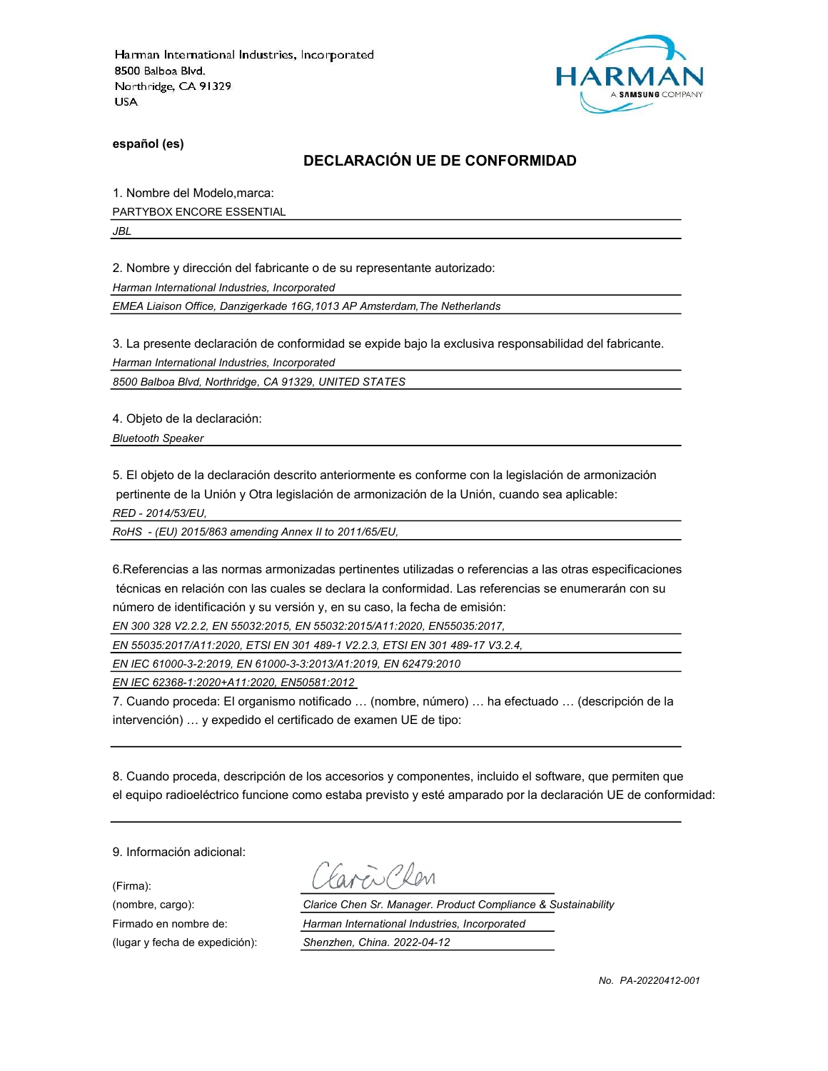Harman International Industries, Incorporated
8500 Balboa Blvd.
Northridge, CA 91329
USA

HARMAN
A SAMSUNG COMPANY

**español (es)**

## DECLARACIÓN UE DE CONFORMIDAD

1. Nombre del Modelo,marca:

PARTYBOX ENCORE ESSENTIAL

*JBL*

2. Nombre y dirección del fabricante o de su representante autorizado:

*Harman International Industries, Incorporated*

*EMEA Liaison Office, Danzigerkade 16G,1013 AP Amsterdam,The Netherlands*

3. La presente declaración de conformidad se expide bajo la exclusiva responsabilidad del fabricante.

*Harman International Industries, Incorporated*

*8500 Balboa Blvd, Northridge, CA 91329, UNITED STATES*

4. Objeto de la declaración:

*Bluetooth Speaker*

5. El objeto de la declaración descrito anteriormente es conforme con la legislación de armonización pertinente de la Unión y Otra legislación de armonización de la Unión, cuando sea aplicable:

*RED - 2014/53/EU,*

*RoHS - (EU) 2015/863 amending Annex II to 2011/65/EU,*

6.Referencias a las normas armonizadas pertinentes utilizadas o referencias a las otras especificaciones técnicas en relación con las cuales se declara la conformidad. Las referencias se enumerarán con su número de identificación y su versión y, en su caso, la fecha de emisión:

*EN 300 328 V2.2.2, EN 55032:2015, EN 55032:2015/A11:2020, EN55035:2017,*

*EN 55035:2017/A11:2020, ETSI EN 301 489-1 V2.2.3, ETSI EN 301 489-17 V3.2.4,*

*EN IEC 61000-3-2:2019, EN 61000-3-3:2013/A1:2019, EN 62479:2010*

*EN IEC 62368-1:2020+A11:2020, EN50581:2012*

7. Cuando proceda: El organismo notificado … (nombre, número) … ha efectuado … (descripción de la intervención) … y expedido el certificado de examen UE de tipo:

8. Cuando proceda, descripción de los accesorios y componentes, incluido el software, que permiten que el equipo radioeléctrico funcione como estaba previsto y esté amparado por la declaración UE de conformidad:

9. Información adicional:

(Firma): Clarice Chen

(nombre, cargo): *Clarice Chen Sr. Manager. Product Compliance & Sustainability*

Firmado en nombre de: *Harman International Industries, Incorporated*

(lugar y fecha de expedición): *Shenzhen, China. 2022-04-12*

*No. PA-20220412-001*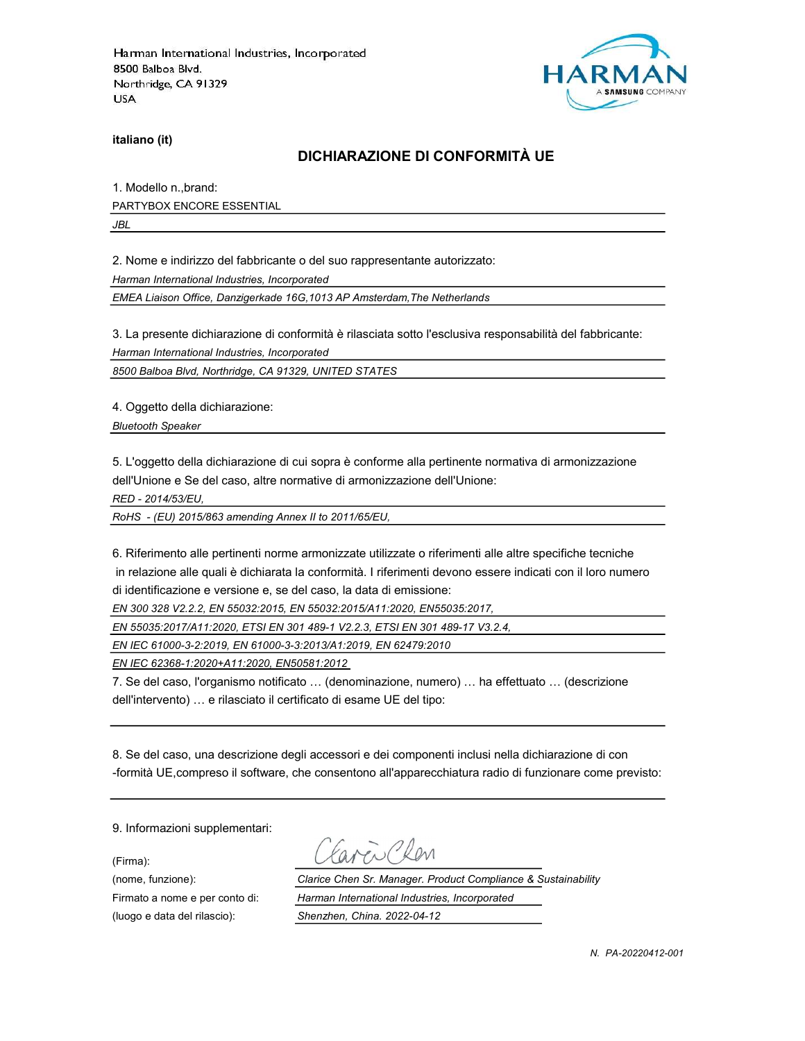Harman International Industries, Incorporated
8500 Balboa Blvd.
Northridge, CA 91329
USA

HARMAN
A SAMSUNG COMPANY

**italiano (it)**

## DICHIARAZIONE DI CONFORMITÀ UE

1. Modello n.,brand:

PARTYBOX ENCORE ESSENTIAL

*JBL*

2. Nome e indirizzo del fabbricante o del suo rappresentante autorizzato:

*Harman International Industries, Incorporated*

*EMEA Liaison Office, Danzigerkade 16G,1013 AP Amsterdam,The Netherlands*

3. La presente dichiarazione di conformità è rilasciata sotto l'esclusiva responsabilità del fabbricante:

*Harman International Industries, Incorporated*

*8500 Balboa Blvd, Northridge, CA 91329, UNITED STATES*

4. Oggetto della dichiarazione:

*Bluetooth Speaker*

5. L'oggetto della dichiarazione di cui sopra è conforme alla pertinente normativa di armonizzazione dell'Unione e Se del caso, altre normative di armonizzazione dell'Unione:

*RED - 2014/53/EU,*

*RoHS - (EU) 2015/863 amending Annex II to 2011/65/EU,*

6. Riferimento alle pertinenti norme armonizzate utilizzate o riferimenti alle altre specifiche tecniche in relazione alle quali è dichiarata la conformità. I riferimenti devono essere indicati con il loro numero di identificazione e versione e, se del caso, la data di emissione:

*EN 300 328 V2.2.2, EN 55032:2015, EN 55032:2015/A11:2020, EN55035:2017,*

*EN 55035:2017/A11:2020, ETSI EN 301 489-1 V2.2.3, ETSI EN 301 489-17 V3.2.4,*

*EN IEC 61000-3-2:2019, EN 61000-3-3:2013/A1:2019, EN 62479:2010*

*EN IEC 62368-1:2020+A11:2020, EN50581:2012*

7. Se del caso, l'organismo notificato … (denominazione, numero) … ha effettuato … (descrizione dell'intervento) … e rilasciato il certificato di esame UE del tipo:

8. Se del caso, una descrizione degli accessori e dei componenti inclusi nella dichiarazione di con -formità UE,compreso il software, che consentono all'apparecchiatura radio di funzionare come previsto:

9. Informazioni supplementari:

| | |
|---|---|
| (Firma): | Clarice Chen |
| (nome, funzione): | *Clarice Chen Sr. Manager. Product Compliance & Sustainability* |
| Firmato a nome e per conto di: | *Harman International Industries, Incorporated* |
| (luogo e data del rilascio): | *Shenzhen, China. 2022-04-12* |

*N. PA-20220412-001*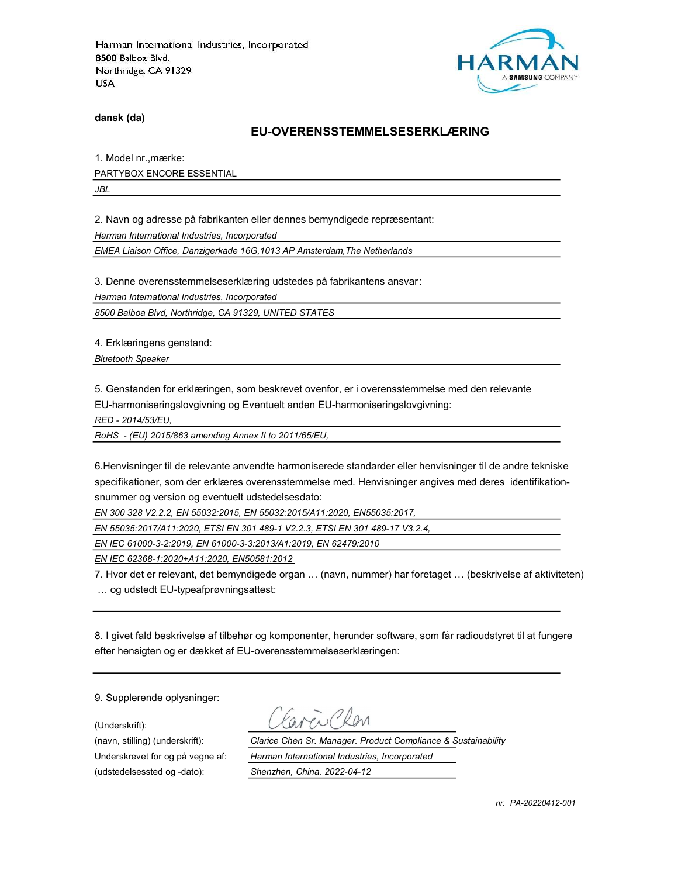Harman International Industries, Incorporated
8500 Balboa Blvd.
Northridge, CA 91329
USA

HARMAN
A SAMSUNG COMPANY

**dansk (da)**

## EU-OVERENSSTEMMELSESERKLÆRING

1. Model nr.,mærke:

PARTYBOX ENCORE ESSENTIAL

*JBL*

2. Navn og adresse på fabrikanten eller dennes bemyndigede repræsentant:

*Harman International Industries, Incorporated*

*EMEA Liaison Office, Danzigerkade 16G,1013 AP Amsterdam,The Netherlands*

3. Denne overensstemmelseserklæring udstedes på fabrikantens ansvar:

*Harman International Industries, Incorporated*

*8500 Balboa Blvd, Northridge, CA 91329, UNITED STATES*

4. Erklæringens genstand:

*Bluetooth Speaker*

5. Genstanden for erklæringen, som beskrevet ovenfor, er i overensstemmelse med den relevante EU-harmoniseringslovgivning og Eventuelt anden EU-harmoniseringslovgivning:

*RED - 2014/53/EU,*

*RoHS - (EU) 2015/863 amending Annex II to 2011/65/EU,*

6.Henvisninger til de relevante anvendte harmoniserede standarder eller henvisninger til de andre tekniske specifikationer, som der erklæres overensstemmelse med. Henvisninger angives med deres identifikation-snummer og version og eventuelt udstedelsesdato:

*EN 300 328 V2.2.2, EN 55032:2015, EN 55032:2015/A11:2020, EN55035:2017,*

*EN 55035:2017/A11:2020, ETSI EN 301 489-1 V2.2.3, ETSI EN 301 489-17 V3.2.4,*

*EN IEC 61000-3-2:2019, EN 61000-3-3:2013/A1:2019, EN 62479:2010*

*EN IEC 62368-1:2020+A11:2020, EN50581:2012*

7. Hvor det er relevant, det bemyndigede organ … (navn, nummer) har foretaget … (beskrivelse af aktiviteten) … og udstedt EU-typeafprøvningsattest:

8. I givet fald beskrivelse af tilbehør og komponenter, herunder software, som får radioudstyret til at fungere efter hensigten og er dækket af EU-overensstemmelseserklæringen:

9. Supplerende oplysninger:

(Underskrift): Clarice Chen

(navn, stilling) (underskrift): *Clarice Chen Sr. Manager. Product Compliance & Sustainability*

Underskrevet for og på vegne af: *Harman International Industries, Incorporated*

(udstedelsessted og -dato): *Shenzhen, China. 2022-04-12*

*nr. PA-20220412-001*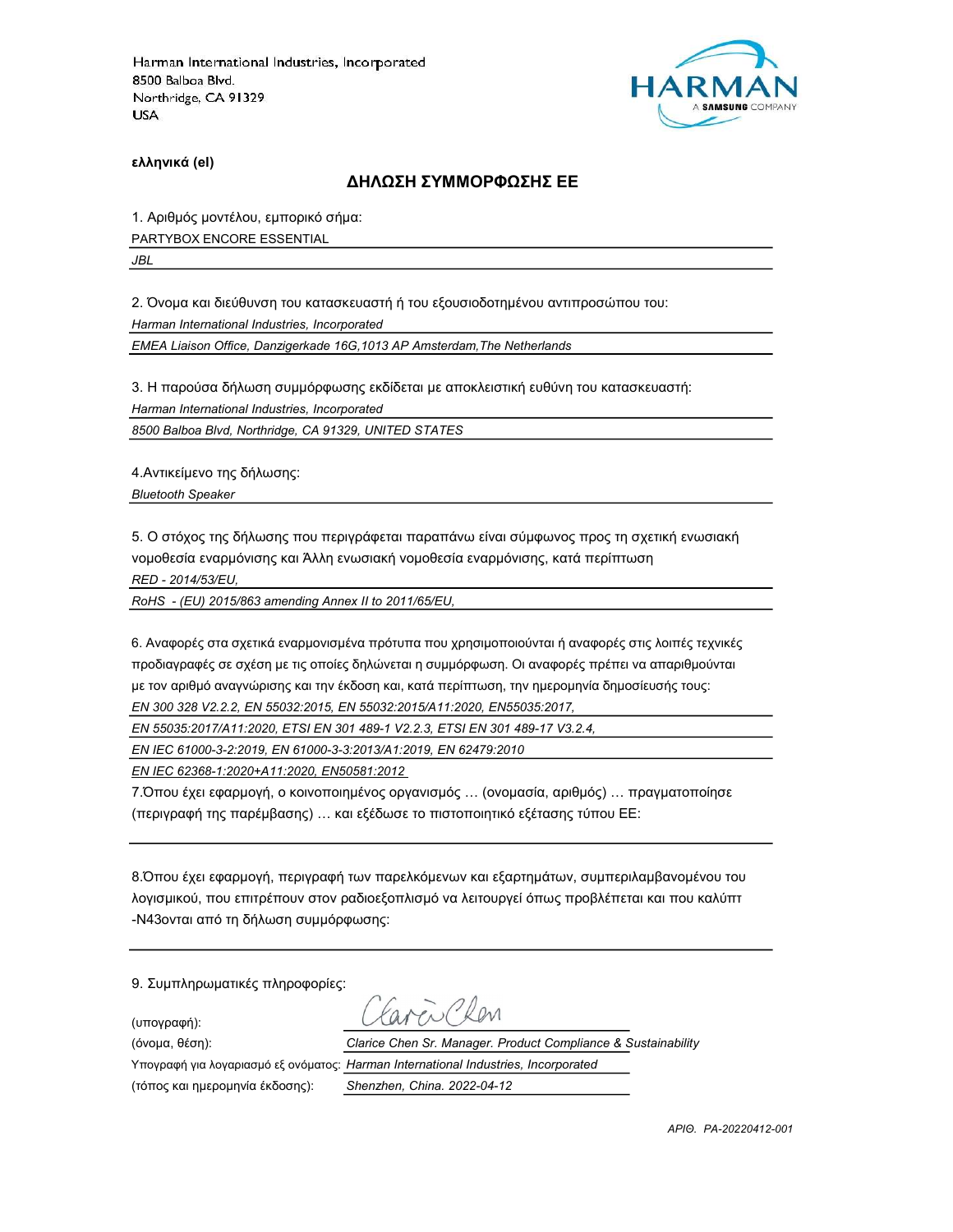Harman International Industries, Incorporated
8500 Balboa Blvd.
Northridge, CA 91329
USA

**ελληνικά (el)**

## ΔΗΛΩΣΗ ΣΥΜΜΟΡΦΩΣΗΣ ΕΕ

1. Αριθμός μοντέλου, εμπορικό σήμα:

PARTYBOX ENCORE ESSENTIAL

*JBL*

2. Όνομα και διεύθυνση του κατασκευαστή ή του εξουσιοδοτημένου αντιπροσώπου του:

*Harman International Industries, Incorporated*

*EMEA Liaison Office, Danzigerkade 16G,1013 AP Amsterdam,The Netherlands*

3. Η παρούσα δήλωση συμμόρφωσης εκδίδεται με αποκλειστική ευθύνη του κατασκευαστή:

*Harman International Industries, Incorporated*

*8500 Balboa Blvd, Northridge, CA 91329, UNITED STATES*

4.Αντικείμενο της δήλωσης:

*Bluetooth Speaker*

5. Ο στόχος της δήλωσης που περιγράφεται παραπάνω είναι σύμφωνος προς τη σχετική ενωσιακή νομοθεσία εναρμόνισης και Άλλη ενωσιακή νομοθεσία εναρμόνισης, κατά περίπτωση

*RED - 2014/53/EU,*

*RoHS - (EU) 2015/863 amending Annex II to 2011/65/EU,*

6. Αναφορές στα σχετικά εναρμονισμένα πρότυπα που χρησιμοποιούνται ή αναφορές στις λοιπές τεχνικές προδιαγραφές σε σχέση με τις οποίες δηλώνεται η συμμόρφωση. Οι αναφορές πρέπει να απαριθμούνται με τον αριθμό αναγνώρισης και την έκδοση και, κατά περίπτωση, την ημερομηνία δημοσίευσής τους:

*EN 300 328 V2.2.2, EN 55032:2015, EN 55032:2015/A11:2020, EN55035:2017,*

*EN 55035:2017/A11:2020, ETSI EN 301 489-1 V2.2.3, ETSI EN 301 489-17 V3.2.4,*

*EN IEC 61000-3-2:2019, EN 61000-3-3:2013/A1:2019, EN 62479:2010*

*EN IEC 62368-1:2020+A11:2020, EN50581:2012*

7.Όπου έχει εφαρμογή, ο κοινοποιημένος οργανισμός … (ονομασία, αριθμός) … πραγματοποίησε (περιγραφή της παρέμβασης) … και εξέδωσε το πιστοποιητικό εξέτασης τύπου ΕΕ:

8.Όπου έχει εφαρμογή, περιγραφή των παρελκόμενων και εξαρτημάτων, συμπεριλαμβανομένου του λογισμικού, που επιτρέπουν στον ραδιοεξοπλισμό να λειτουργεί όπως προβλέπεται και που καλύπτ -N43ονται από τη δήλωση συμμόρφωσης:

9. Συμπληρωματικές πληροφορίες:

(υπογραφή): Clarice Chen

(όνομα, θέση): *Clarice Chen Sr. Manager. Product Compliance & Sustainability*

Υπογραφή για λογαριασμό εξ ονόματος: *Harman International Industries, Incorporated*

(τόπος και ημερομηνία έκδοσης): *Shenzhen, China. 2022-04-12*

*ΑΡΙΘ. PA-20220412-001*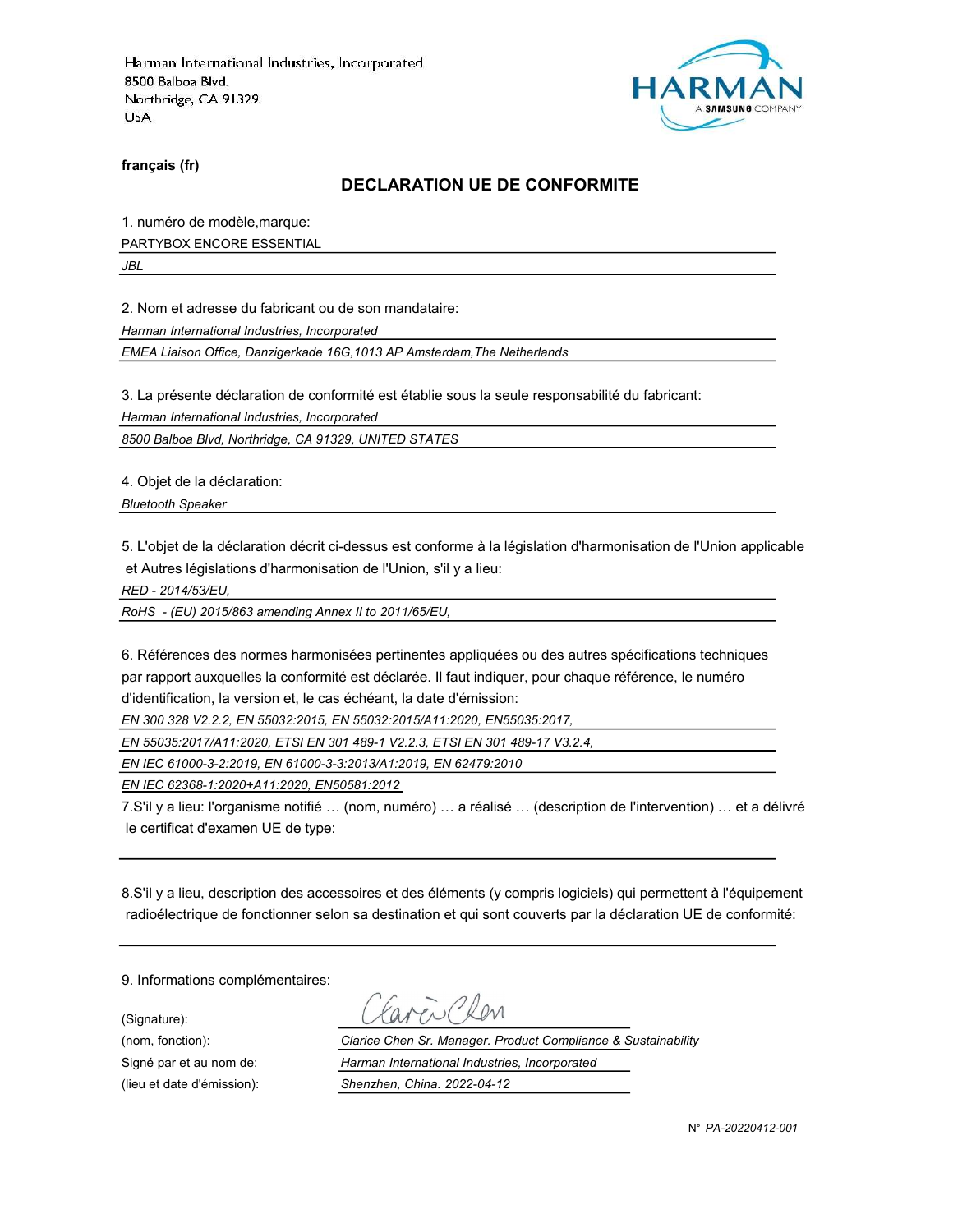Harman International Industries, Incorporated
8500 Balboa Blvd.
Northridge, CA 91329
USA

HARMAN
A SAMSUNG COMPANY

**français (fr)**

## DECLARATION UE DE CONFORMITE

1. numéro de modèle,marque:

PARTYBOX ENCORE ESSENTIAL

*JBL*

2. Nom et adresse du fabricant ou de son mandataire:

*Harman International Industries, Incorporated*

*EMEA Liaison Office, Danzigerkade 16G,1013 AP Amsterdam,The Netherlands*

3. La présente déclaration de conformité est établie sous la seule responsabilité du fabricant:

*Harman International Industries, Incorporated*

*8500 Balboa Blvd, Northridge, CA 91329, UNITED STATES*

4. Objet de la déclaration:

*Bluetooth Speaker*

5. L'objet de la déclaration décrit ci-dessus est conforme à la législation d'harmonisation de l'Union applicable et Autres législations d'harmonisation de l'Union, s'il y a lieu:

*RED - 2014/53/EU,*

*RoHS - (EU) 2015/863 amending Annex II to 2011/65/EU,*

6. Références des normes harmonisées pertinentes appliquées ou des autres spécifications techniques par rapport auxquelles la conformité est déclarée. Il faut indiquer, pour chaque référence, le numéro d'identification, la version et, le cas échéant, la date d'émission:

*EN 300 328 V2.2.2, EN 55032:2015, EN 55032:2015/A11:2020, EN55035:2017,*

*EN 55035:2017/A11:2020, ETSI EN 301 489-1 V2.2.3, ETSI EN 301 489-17 V3.2.4,*

*EN IEC 61000-3-2:2019, EN 61000-3-3:2013/A1:2019, EN 62479:2010*

*EN IEC 62368-1:2020+A11:2020, EN50581:2012*

7.S'il y a lieu: l'organisme notifié … (nom, numéro) … a réalisé … (description de l'intervention) … et a délivré le certificat d'examen UE de type:

8.S'il y a lieu, description des accessoires et des éléments (y compris logiciels) qui permettent à l'équipement radioélectrique de fonctionner selon sa destination et qui sont couverts par la déclaration UE de conformité:

9. Informations complémentaires:

(Signature):

(nom, fonction): *Clarice Chen Sr. Manager. Product Compliance & Sustainability*

Signé par et au nom de: *Harman International Industries, Incorporated*

(lieu et date d'émission): *Shenzhen, China. 2022-04-12*

N° *PA-20220412-001*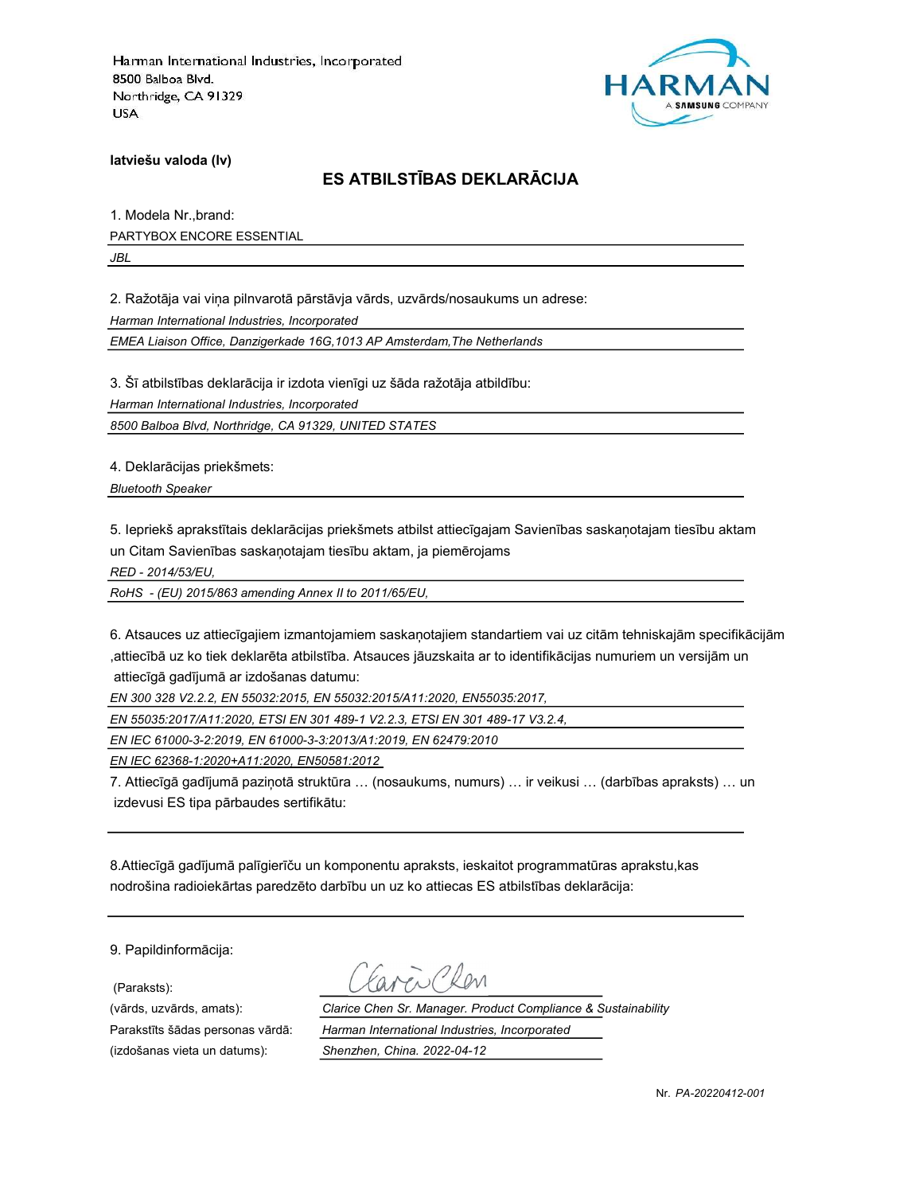Harman International Industries, Incorporated
8500 Balboa Blvd.
Northridge, CA 91329
USA

HARMAN
A SAMSUNG COMPANY

**latviešu valoda (lv)**

## ES ATBILSTĪBAS DEKLARĀCIJA

1. Modela Nr.,brand:

PARTYBOX ENCORE ESSENTIAL

*JBL*

2. Ražotāja vai viņa pilnvarotā pārstāvja vārds, uzvārds/nosaukums un adrese:

*Harman International Industries, Incorporated*

*EMEA Liaison Office, Danzigerkade 16G,1013 AP Amsterdam,The Netherlands*

3. Šī atbilstības deklarācija ir izdota vienīgi uz šāda ražotāja atbildību:

*Harman International Industries, Incorporated*

*8500 Balboa Blvd, Northridge, CA 91329, UNITED STATES*

4. Deklarācijas priekšmets:

*Bluetooth Speaker*

5. Iepriekš aprakstītais deklarācijas priekšmets atbilst attiecīgajam Savienības saskaņotajam tiesību aktam un Citam Savienības saskaņotajam tiesību aktam, ja piemērojams

*RED - 2014/53/EU,*

*RoHS - (EU) 2015/863 amending Annex II to 2011/65/EU,*

6. Atsauces uz attiecīgajiem izmantojamiem saskaņotajiem standartiem vai uz citām tehniskajām specifikācijām ,attiecībā uz ko tiek deklarēta atbilstība. Atsauces jāuzskaita ar to identifikācijas numuriem un versijām un attiecīgā gadījumā ar izdošanas datumu:

*EN 300 328 V2.2.2, EN 55032:2015, EN 55032:2015/A11:2020, EN55035:2017,*

*EN 55035:2017/A11:2020, ETSI EN 301 489-1 V2.2.3, ETSI EN 301 489-17 V3.2.4,*

*EN IEC 61000-3-2:2019, EN 61000-3-3:2013/A1:2019, EN 62479:2010*

*EN IEC 62368-1:2020+A11:2020, EN50581:2012*

7. Attiecīgā gadījumā paziņotā struktūra … (nosaukums, numurs) … ir veikusi … (darbības apraksts) … un izdevusi ES tipa pārbaudes sertifikātu:

8.Attiecīgā gadījumā palīgierīču un komponentu apraksts, ieskaitot programmatūras aprakstu,kas nodrošina radioiekārtas paredzēto darbību un uz ko attiecas ES atbilstības deklarācija:

9. Papildinformācija:

(Paraksts):

(vārds, uzvārds, amats): *Clarice Chen Sr. Manager. Product Compliance & Sustainability*

Parakstīts šādas personas vārdā: *Harman International Industries, Incorporated*

(izdošanas vieta un datums): *Shenzhen, China. 2022-04-12*

Nr. *PA-20220412-001*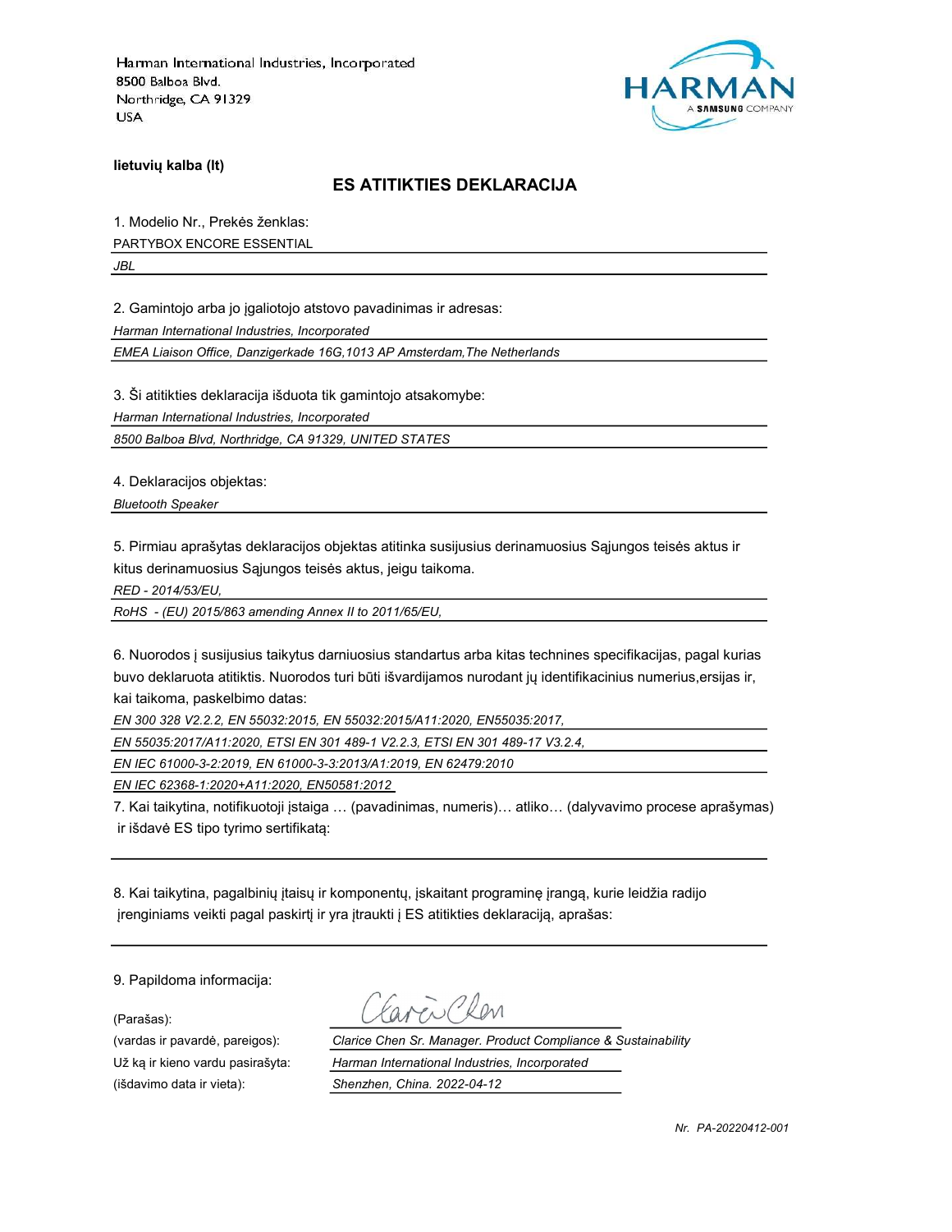Harman International Industries, Incorporated
8500 Balboa Blvd.
Northridge, CA 91329
USA

HARMAN
A SAMSUNG COMPANY

**lietuvių kalba (lt)**

## ES ATITIKTIES DEKLARACIJA

1. Modelio Nr., Prekės ženklas:

PARTYBOX ENCORE ESSENTIAL

*JBL*

2. Gamintojo arba jo įgaliotojo atstovo pavadinimas ir adresas:

*Harman International Industries, Incorporated*

*EMEA Liaison Office, Danzigerkade 16G,1013 AP Amsterdam,The Netherlands*

3. Ši atitikties deklaracija išduota tik gamintojo atsakomybe:

*Harman International Industries, Incorporated*

*8500 Balboa Blvd, Northridge, CA 91329, UNITED STATES*

4. Deklaracijos objektas:

*Bluetooth Speaker*

5. Pirmiau aprašytas deklaracijos objektas atitinka susijusius derinamuosius Sąjungos teisės aktus ir kitus derinamuosius Sąjungos teisės aktus, jeigu taikoma.

*RED - 2014/53/EU,*

*RoHS - (EU) 2015/863 amending Annex II to 2011/65/EU,*

6. Nuorodos į susijusius taikytus darniuosius standartus arba kitas technines specifikacijas, pagal kurias buvo deklaruota atitiktis. Nuorodos turi būti išvardijamos nurodant jų identifikacinius numerius,ersijas ir, kai taikoma, paskelbimo datas:

*EN 300 328 V2.2.2, EN 55032:2015, EN 55032:2015/A11:2020, EN55035:2017,*

*EN 55035:2017/A11:2020, ETSI EN 301 489-1 V2.2.3, ETSI EN 301 489-17 V3.2.4,*

*EN IEC 61000-3-2:2019, EN 61000-3-3:2013/A1:2019, EN 62479:2010*

*EN IEC 62368-1:2020+A11:2020, EN50581:2012*

7. Kai taikytina, notifikuotoji įstaiga … (pavadinimas, numeris)… atliko… (dalyvavimo procese aprašymas) ir išdavė ES tipo tyrimo sertifikatą:

8. Kai taikytina, pagalbinių įtaisų ir komponentų, įskaitant programinę įrangą, kurie leidžia radijo įrenginiams veikti pagal paskirtį ir yra įtraukti į ES atitikties deklaraciją, aprašas:

9. Papildoma informacija:

(Parašas):

(vardas ir pavardė, pareigos): *Clarice Chen Sr. Manager. Product Compliance & Sustainability*

Už ką ir kieno vardu pasirašyta: *Harman International Industries, Incorporated*

(išdavimo data ir vieta): *Shenzhen, China. 2022-04-12*

*Nr. PA-20220412-001*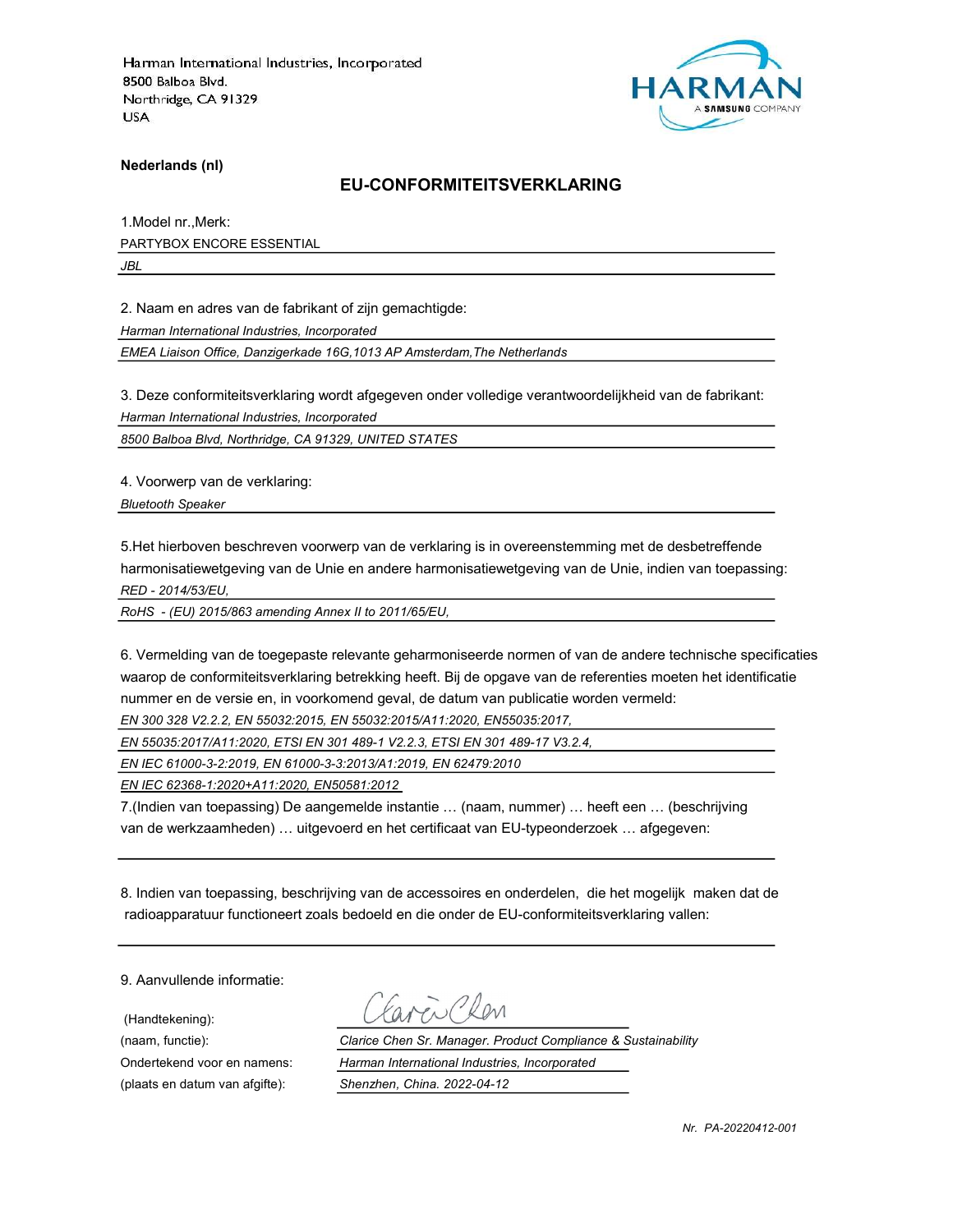Harman International Industries, Incorporated
8500 Balboa Blvd.
Northridge, CA 91329
USA

HARMAN
A SAMSUNG COMPANY

**Nederlands (nl)**

## EU-CONFORMITEITSVERKLARING

1.Model nr.,Merk:

PARTYBOX ENCORE ESSENTIAL

*JBL*

2. Naam en adres van de fabrikant of zijn gemachtigde:

*Harman International Industries, Incorporated*

*EMEA Liaison Office, Danzigerkade 16G,1013 AP Amsterdam,The Netherlands*

3. Deze conformiteitsverklaring wordt afgegeven onder volledige verantwoordelijkheid van de fabrikant:

*Harman International Industries, Incorporated*

*8500 Balboa Blvd, Northridge, CA 91329, UNITED STATES*

4. Voorwerp van de verklaring:

*Bluetooth Speaker*

5.Het hierboven beschreven voorwerp van de verklaring is in overeenstemming met de desbetreffende harmonisatiewetgeving van de Unie en andere harmonisatiewetgeving van de Unie, indien van toepassing:

*RED - 2014/53/EU,*

*RoHS - (EU) 2015/863 amending Annex II to 2011/65/EU,*

6. Vermelding van de toegepaste relevante geharmoniseerde normen of van de andere technische specificaties waarop de conformiteitsverklaring betrekking heeft. Bij de opgave van de referenties moeten het identificatie nummer en de versie en, in voorkomend geval, de datum van publicatie worden vermeld:

*EN 300 328 V2.2.2, EN 55032:2015, EN 55032:2015/A11:2020, EN55035:2017,*

*EN 55035:2017/A11:2020, ETSI EN 301 489-1 V2.2.3, ETSI EN 301 489-17 V3.2.4,*

*EN IEC 61000-3-2:2019, EN 61000-3-3:2013/A1:2019, EN 62479:2010*

*EN IEC 62368-1:2020+A11:2020, EN50581:2012*

7.(Indien van toepassing) De aangemelde instantie … (naam, nummer) … heeft een … (beschrijving van de werkzaamheden) … uitgevoerd en het certificaat van EU-typeonderzoek … afgegeven:

8. Indien van toepassing, beschrijving van de accessoires en onderdelen, die het mogelijk maken dat de radioapparatuur functioneert zoals bedoeld en die onder de EU-conformiteitsverklaring vallen:

9. Aanvullende informatie:

(Handtekening): Clarice Chen

(naam, functie): *Clarice Chen Sr. Manager. Product Compliance & Sustainability*

Ondertekend voor en namens: *Harman International Industries, Incorporated*

(plaats en datum van afgifte): *Shenzhen, China. 2022-04-12*

*Nr. PA-20220412-001*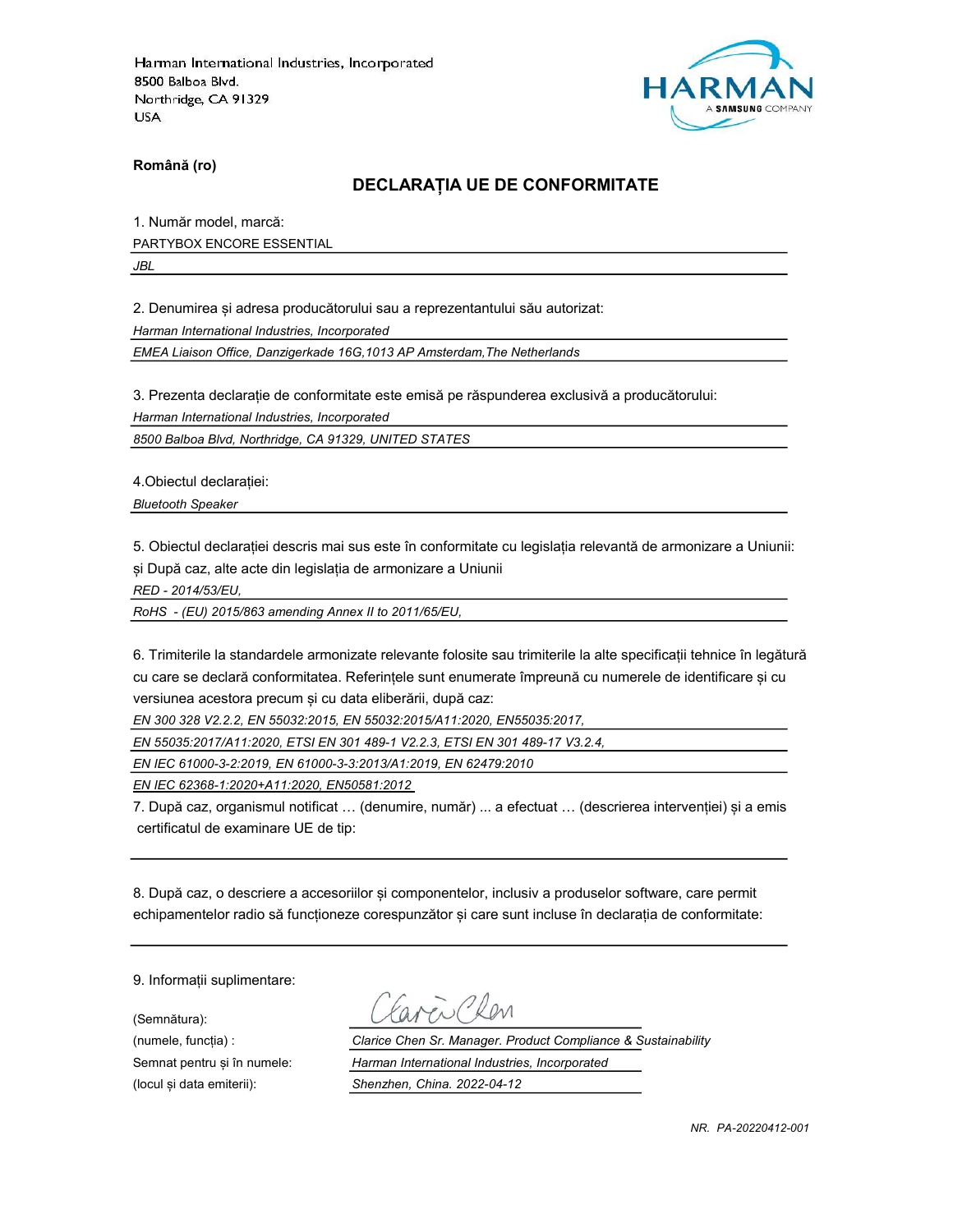Harman International Industries, Incorporated
8500 Balboa Blvd.
Northridge, CA 91329
USA

HARMAN
A SAMSUNG COMPANY

**Română (ro)**

## DECLARAȚIA UE DE CONFORMITATE

1. Număr model, marcă:

PARTYBOX ENCORE ESSENTIAL

*JBL*

2. Denumirea și adresa producătorului sau a reprezentantului său autorizat:

*Harman International Industries, Incorporated*

*EMEA Liaison Office, Danzigerkade 16G,1013 AP Amsterdam,The Netherlands*

3. Prezenta declarație de conformitate este emisă pe răspunderea exclusivă a producătorului:

*Harman International Industries, Incorporated*

*8500 Balboa Blvd, Northridge, CA 91329, UNITED STATES*

4.Obiectul declarației:

*Bluetooth Speaker*

5. Obiectul declarației descris mai sus este în conformitate cu legislația relevantă de armonizare a Uniunii: și După caz, alte acte din legislația de armonizare a Uniunii

*RED - 2014/53/EU,*

*RoHS - (EU) 2015/863 amending Annex II to 2011/65/EU,*

6. Trimiterile la standardele armonizate relevante folosite sau trimiterile la alte specificații tehnice în legătură cu care se declară conformitatea. Referințele sunt enumerate împreună cu numerele de identificare și cu versiunea acestora precum și cu data eliberării, după caz:

*EN 300 328 V2.2.2, EN 55032:2015, EN 55032:2015/A11:2020, EN55035:2017,*

*EN 55035:2017/A11:2020, ETSI EN 301 489-1 V2.2.3, ETSI EN 301 489-17 V3.2.4,*

*EN IEC 61000-3-2:2019, EN 61000-3-3:2013/A1:2019, EN 62479:2010*

*EN IEC 62368-1:2020+A11:2020, EN50581:2012*

7. După caz, organismul notificat … (denumire, număr) ... a efectuat … (descrierea intervenției) și a emis certificatul de examinare UE de tip:

8. După caz, o descriere a accesoriilor și componentelor, inclusiv a produselor software, care permit echipamentelor radio să funcționeze corespunzător și care sunt incluse în declarația de conformitate:

9. Informații suplimentare:

(Semnătura):

(numele, funcția) : *Clarice Chen Sr. Manager. Product Compliance & Sustainability*

Semnat pentru și în numele: *Harman International Industries, Incorporated*

(locul și data emiterii): *Shenzhen, China. 2022-04-12*

*NR. PA-20220412-001*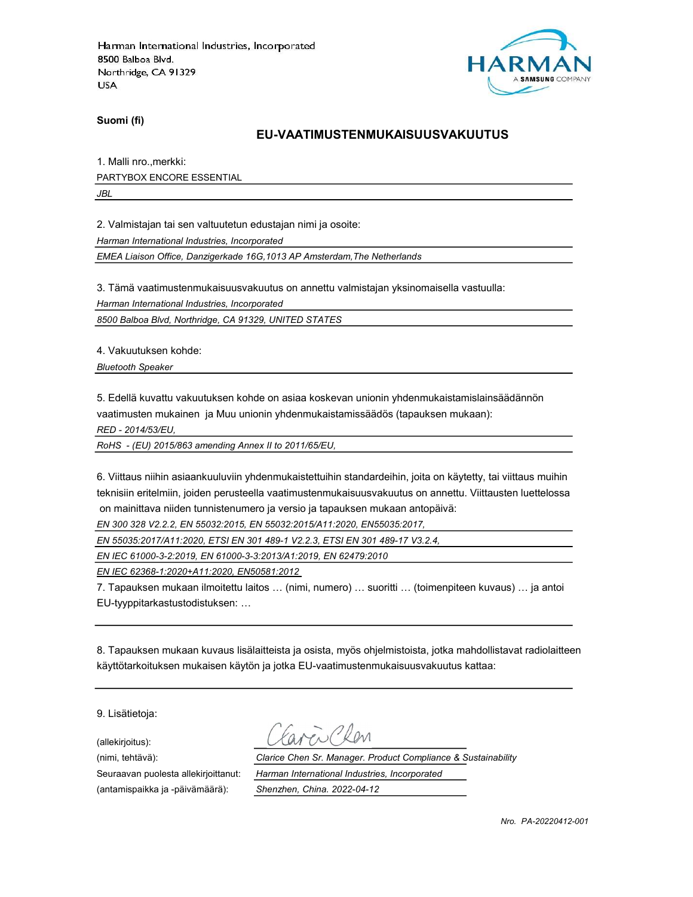Harman International Industries, Incorporated
8500 Balboa Blvd.
Northridge, CA 91329
USA

HARMAN
A SAMSUNG COMPANY

**Suomi (fi)**

## EU-VAATIMUSTENMUKAISUUSVAKUUTUS

1. Malli nro.,merkki:

PARTYBOX ENCORE ESSENTIAL

*JBL*

2. Valmistajan tai sen valtuutetun edustajan nimi ja osoite:

*Harman International Industries, Incorporated*

*EMEA Liaison Office, Danzigerkade 16G,1013 AP Amsterdam,The Netherlands*

3. Tämä vaatimustenmukaisuusvakuutus on annettu valmistajan yksinomaisella vastuulla:

*Harman International Industries, Incorporated*

*8500 Balboa Blvd, Northridge, CA 91329, UNITED STATES*

4. Vakuutuksen kohde:

*Bluetooth Speaker*

5. Edellä kuvattu vakuutuksen kohde on asiaa koskevan unionin yhdenmukaistamislainsäädännön vaatimusten mukainen ja Muu unionin yhdenmukaistamissäädös (tapauksen mukaan):

*RED - 2014/53/EU,*

*RoHS - (EU) 2015/863 amending Annex II to 2011/65/EU,*

6. Viittaus niihin asiaankuuluviin yhdenmukaistettuihin standardeihin, joita on käytetty, tai viittaus muihin teknisiin eritelmiin, joiden perusteella vaatimustenmukaisuusvakuutus on annettu. Viittausten luettelossa on mainittava niiden tunnistenumero ja versio ja tapauksen mukaan antopäivä:

*EN 300 328 V2.2.2, EN 55032:2015, EN 55032:2015/A11:2020, EN55035:2017,*

*EN 55035:2017/A11:2020, ETSI EN 301 489-1 V2.2.3, ETSI EN 301 489-17 V3.2.4,*

*EN IEC 61000-3-2:2019, EN 61000-3-3:2013/A1:2019, EN 62479:2010*

*EN IEC 62368-1:2020+A11:2020, EN50581:2012*

7. Tapauksen mukaan ilmoitettu laitos … (nimi, numero) … suoritti … (toimenpiteen kuvaus) … ja antoi EU-tyyppitarkastustodistuksen: …

8. Tapauksen mukaan kuvaus lisälaitteista ja osista, myös ohjelmistoista, jotka mahdollistavat radiolaitteen käyttötarkoituksen mukaisen käytön ja jotka EU-vaatimustenmukaisuusvakuutus kattaa:

9. Lisätietoja:

(allekirjoitus): Clarice Chen

(nimi, tehtävä): *Clarice Chen Sr. Manager. Product Compliance & Sustainability*

Seuraavan puolesta allekirjoittanut: *Harman International Industries, Incorporated*

(antamispaikka ja -päivämäärä): *Shenzhen, China. 2022-04-12*

*Nro. PA-20220412-001*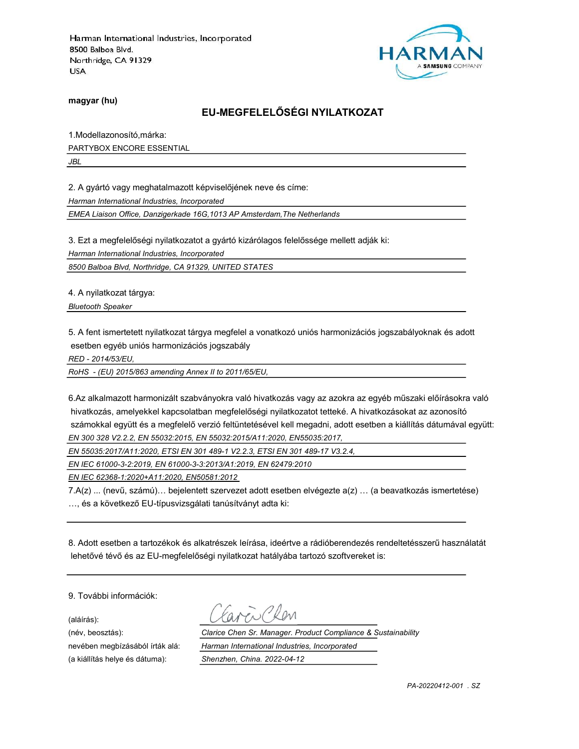Harman International Industries, Incorporated
8500 Balboa Blvd.
Northridge, CA 91329
USA

HARMAN
A SAMSUNG COMPANY

**magyar (hu)**

## EU-MEGFELELŐSÉGI NYILATKOZAT

1.Modellazonosító,márka:

PARTYBOX ENCORE ESSENTIAL

*JBL*

2. A gyártó vagy meghatalmazott képviselőjének neve és címe:

*Harman International Industries, Incorporated*

*EMEA Liaison Office, Danzigerkade 16G,1013 AP Amsterdam,The Netherlands*

3. Ezt a megfelelőségi nyilatkozatot a gyártó kizárólagos felelőssége mellett adják ki:

*Harman International Industries, Incorporated*

*8500 Balboa Blvd, Northridge, CA 91329, UNITED STATES*

4. A nyilatkozat tárgya:

*Bluetooth Speaker*

5. A fent ismertetett nyilatkozat tárgya megfelel a vonatkozó uniós harmonizációs jogszabályoknak és adott esetben egyéb uniós harmonizációs jogszabály

*RED - 2014/53/EU,*

*RoHS - (EU) 2015/863 amending Annex II to 2011/65/EU,*

6.Az alkalmazott harmonizált szabványokra való hivatkozás vagy az azokra az egyéb műszaki előírásokra való hivatkozás, amelyekkel kapcsolatban megfelelőségi nyilatkozatot tetteké. A hivatkozásokat az azonosító számokkal együtt és a megfelelő verzió feltüntetésével kell megadni, adott esetben a kiállítás dátumával együtt:

*EN 300 328 V2.2.2, EN 55032:2015, EN 55032:2015/A11:2020, EN55035:2017,*

*EN 55035:2017/A11:2020, ETSI EN 301 489-1 V2.2.3, ETSI EN 301 489-17 V3.2.4,*

*EN IEC 61000-3-2:2019, EN 61000-3-3:2013/A1:2019, EN 62479:2010*

*EN IEC 62368-1:2020+A11:2020, EN50581:2012*

7.A(z) ... (nevű, számú)… bejelentett szervezet adott esetben elvégezte a(z) … (a beavatkozás ismertetése) …, és a következő EU-típusvizsgálati tanúsítványt adta ki:

8. Adott esetben a tartozékok és alkatrészek leírása, ideértve a rádióberendezés rendeltetésszerű használatát lehetővé tévő és az EU-megfelelőségi nyilatkozat hatályába tartozó szoftvereket is:

9. További információk:

(aláírás): Clarice Chen

(név, beosztás): *Clarice Chen Sr. Manager. Product Compliance & Sustainability*

nevében megbízásából írták alá: *Harman International Industries, Incorporated*

(a kiállítás helye és dátuma): *Shenzhen, China. 2022-04-12*

*PA-20220412-001 . SZ*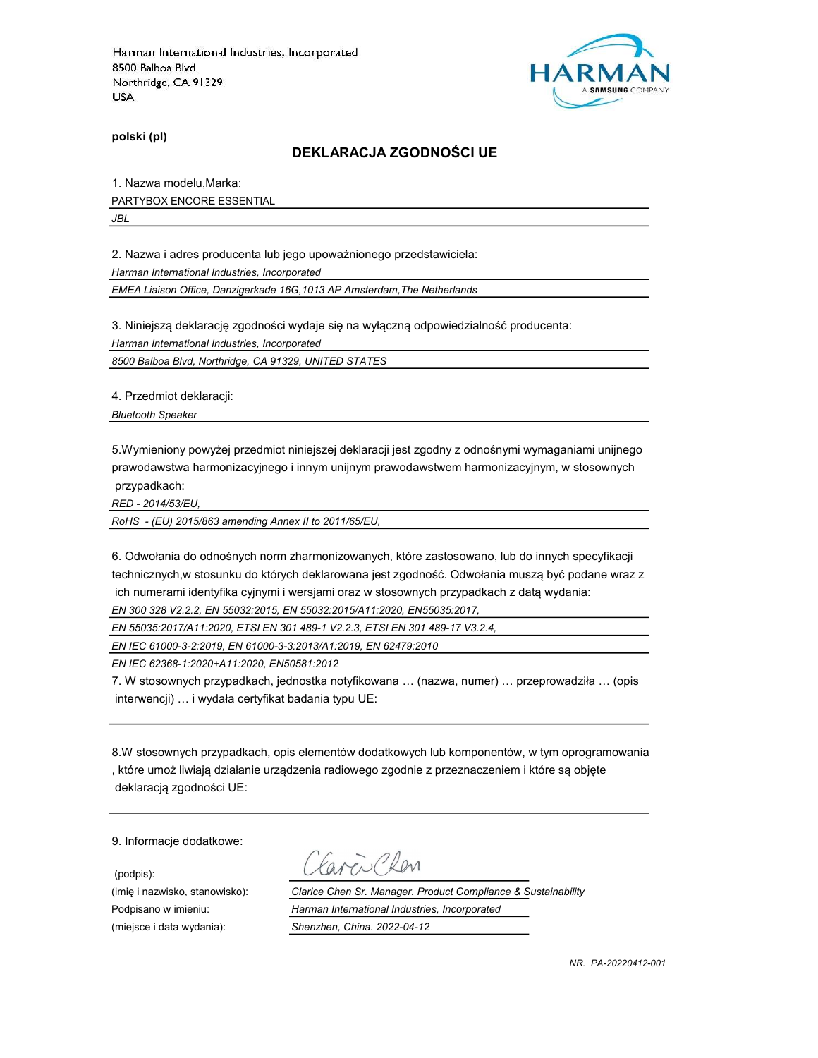Harman International Industries, Incorporated
8500 Balboa Blvd.
Northridge, CA 91329
USA

**polski (pl)**

## DEKLARACJA ZGODNOŚCI UE

1. Nazwa modelu,Marka:

PARTYBOX ENCORE ESSENTIAL

*JBL*

2. Nazwa i adres producenta lub jego upoważnionego przedstawiciela:

*Harman International Industries, Incorporated*

*EMEA Liaison Office, Danzigerkade 16G,1013 AP Amsterdam,The Netherlands*

3. Niniejszą deklarację zgodności wydaje się na wyłączną odpowiedzialność producenta:

*Harman International Industries, Incorporated*

*8500 Balboa Blvd, Northridge, CA 91329, UNITED STATES*

4. Przedmiot deklaracji:

*Bluetooth Speaker*

5.Wymieniony powyżej przedmiot niniejszej deklaracji jest zgodny z odnośnymi wymaganiami unijnego prawodawstwa harmonizacyjnego i innym unijnym prawodawstwem harmonizacyjnym, w stosownych przypadkach:

*RED - 2014/53/EU,*

*RoHS - (EU) 2015/863 amending Annex II to 2011/65/EU,*

6. Odwołania do odnośnych norm zharmonizowanych, które zastosowano, lub do innych specyfikacji technicznych,w stosunku do których deklarowana jest zgodność. Odwołania muszą być podane wraz z ich numerami identyfika cyjnymi i wersjami oraz w stosownych przypadkach z datą wydania:

*EN 300 328 V2.2.2, EN 55032:2015, EN 55032:2015/A11:2020, EN55035:2017,*

*EN 55035:2017/A11:2020, ETSI EN 301 489-1 V2.2.3, ETSI EN 301 489-17 V3.2.4,*

*EN IEC 61000-3-2:2019, EN 61000-3-3:2013/A1:2019, EN 62479:2010*

*EN IEC 62368-1:2020+A11:2020, EN50581:2012*

7. W stosownych przypadkach, jednostka notyfikowana … (nazwa, numer) … przeprowadziła … (opis interwencji) … i wydała certyfikat badania typu UE:

8.W stosownych przypadkach, opis elementów dodatkowych lub komponentów, w tym oprogramowania , które umoż liwiają działanie urządzenia radiowego zgodnie z przeznaczeniem i które są objęte deklaracją zgodności UE:

9. Informacje dodatkowe:

(podpis):

(imię i nazwisko, stanowisko): *Clarice Chen Sr. Manager. Product Compliance & Sustainability*

Podpisano w imieniu: *Harman International Industries, Incorporated*

(miejsce i data wydania): *Shenzhen, China. 2022-04-12*

*NR. PA-20220412-001*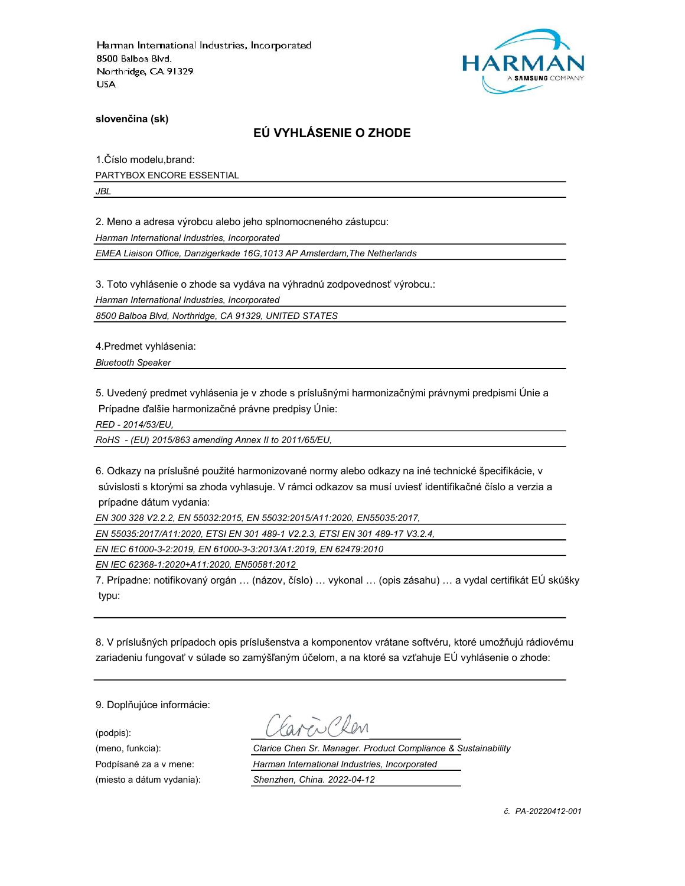Harman International Industries, Incorporated
8500 Balboa Blvd.
Northridge, CA 91329
USA

HARMAN
A SAMSUNG COMPANY

**slovenčina (sk)**

## EÚ VYHLÁSENIE O ZHODE

1.Číslo modelu,brand:

PARTYBOX ENCORE ESSENTIAL

*JBL*

2. Meno a adresa výrobcu alebo jeho splnomocneného zástupcu:

*Harman International Industries, Incorporated*

*EMEA Liaison Office, Danzigerkade 16G,1013 AP Amsterdam,The Netherlands*

3. Toto vyhlásenie o zhode sa vydáva na výhradnú zodpovednosť výrobcu.:

*Harman International Industries, Incorporated*

*8500 Balboa Blvd, Northridge, CA 91329, UNITED STATES*

4.Predmet vyhlásenia:

*Bluetooth Speaker*

5. Uvedený predmet vyhlásenia je v zhode s príslušnými harmonizačnými právnymi predpismi Únie a Prípadne ďalšie harmonizačné právne predpisy Únie:

*RED - 2014/53/EU,*

*RoHS - (EU) 2015/863 amending Annex II to 2011/65/EU,*

6. Odkazy na príslušné použité harmonizované normy alebo odkazy na iné technické špecifikácie, v súvislosti s ktorými sa zhoda vyhlasuje. V rámci odkazov sa musí uviesť identifikačné číslo a verzia a prípadne dátum vydania:

*EN 300 328 V2.2.2, EN 55032:2015, EN 55032:2015/A11:2020, EN55035:2017,*

*EN 55035:2017/A11:2020, ETSI EN 301 489-1 V2.2.3, ETSI EN 301 489-17 V3.2.4,*

*EN IEC 61000-3-2:2019, EN 61000-3-3:2013/A1:2019, EN 62479:2010*

*EN IEC 62368-1:2020+A11:2020, EN50581:2012*

7. Prípadne: notifikovaný orgán … (názov, číslo) … vykonal … (opis zásahu) … a vydal certifikát EÚ skúšky typu:

8. V príslušných prípadoch opis príslušenstva a komponentov vrátane softvéru, ktoré umožňujú rádiovému zariadeniu fungovať v súlade so zamýšľaným účelom, a na ktoré sa vzťahuje EÚ vyhlásenie o zhode:

9. Doplňujúce informácie:

(podpis):

(meno, funkcia): *Clarice Chen Sr. Manager. Product Compliance & Sustainability*

Podpísané za a v mene: *Harman International Industries, Incorporated*

(miesto a dátum vydania): *Shenzhen, China. 2022-04-12*

*č. PA-20220412-001*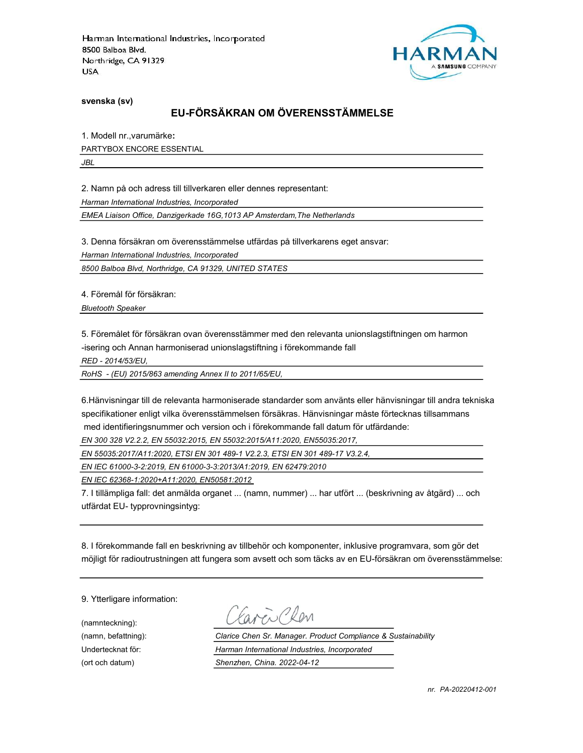Harman International Industries, Incorporated
8500 Balboa Blvd.
Northridge, CA 91329
USA

HARMAN
A SAMSUNG COMPANY

**svenska (sv)**

## EU-FÖRSÄKRAN OM ÖVERENSSTÄMMELSE

1. Modell nr.,varumärke**:**

PARTYBOX ENCORE ESSENTIAL

*JBL*

2. Namn på och adress till tillverkaren eller dennes representant:

*Harman International Industries, Incorporated*

*EMEA Liaison Office, Danzigerkade 16G,1013 AP Amsterdam,The Netherlands*

3. Denna försäkran om överensstämmelse utfärdas på tillverkarens eget ansvar:

*Harman International Industries, Incorporated*

*8500 Balboa Blvd, Northridge, CA 91329, UNITED STATES*

4. Föremål för försäkran:

*Bluetooth Speaker*

5. Föremålet för försäkran ovan överensstämmer med den relevanta unionslagstiftningen om harmon -isering och Annan harmoniserad unionslagstiftning i förekommande fall

*RED - 2014/53/EU,*

*RoHS - (EU) 2015/863 amending Annex II to 2011/65/EU,*

6.Hänvisningar till de relevanta harmoniserade standarder som använts eller hänvisningar till andra tekniska specifikationer enligt vilka överensstämmelsen försäkras. Hänvisningar måste förtecknas tillsammans med identifieringsnummer och version och i förekommande fall datum för utfärdande:

*EN 300 328 V2.2.2, EN 55032:2015, EN 55032:2015/A11:2020, EN55035:2017,*

*EN 55035:2017/A11:2020, ETSI EN 301 489-1 V2.2.3, ETSI EN 301 489-17 V3.2.4,*

*EN IEC 61000-3-2:2019, EN 61000-3-3:2013/A1:2019, EN 62479:2010*

*EN IEC 62368-1:2020+A11:2020, EN50581:2012*

7. I tillämpliga fall: det anmälda organet ... (namn, nummer) ... har utfört ... (beskrivning av åtgärd) ... och utfärdat EU- typprovningsintyg:

8. I förekommande fall en beskrivning av tillbehör och komponenter, inklusive programvara, som gör det möjligt för radioutrustningen att fungera som avsett och som täcks av en EU-försäkran om överensstämmelse:

9. Ytterligare information:

(namnteckning): Clarice Chen

(namn, befattning): *Clarice Chen Sr. Manager. Product Compliance & Sustainability*

Undertecknat för: *Harman International Industries, Incorporated*

(ort och datum) *Shenzhen, China. 2022-04-12*

*nr. PA-20220412-001*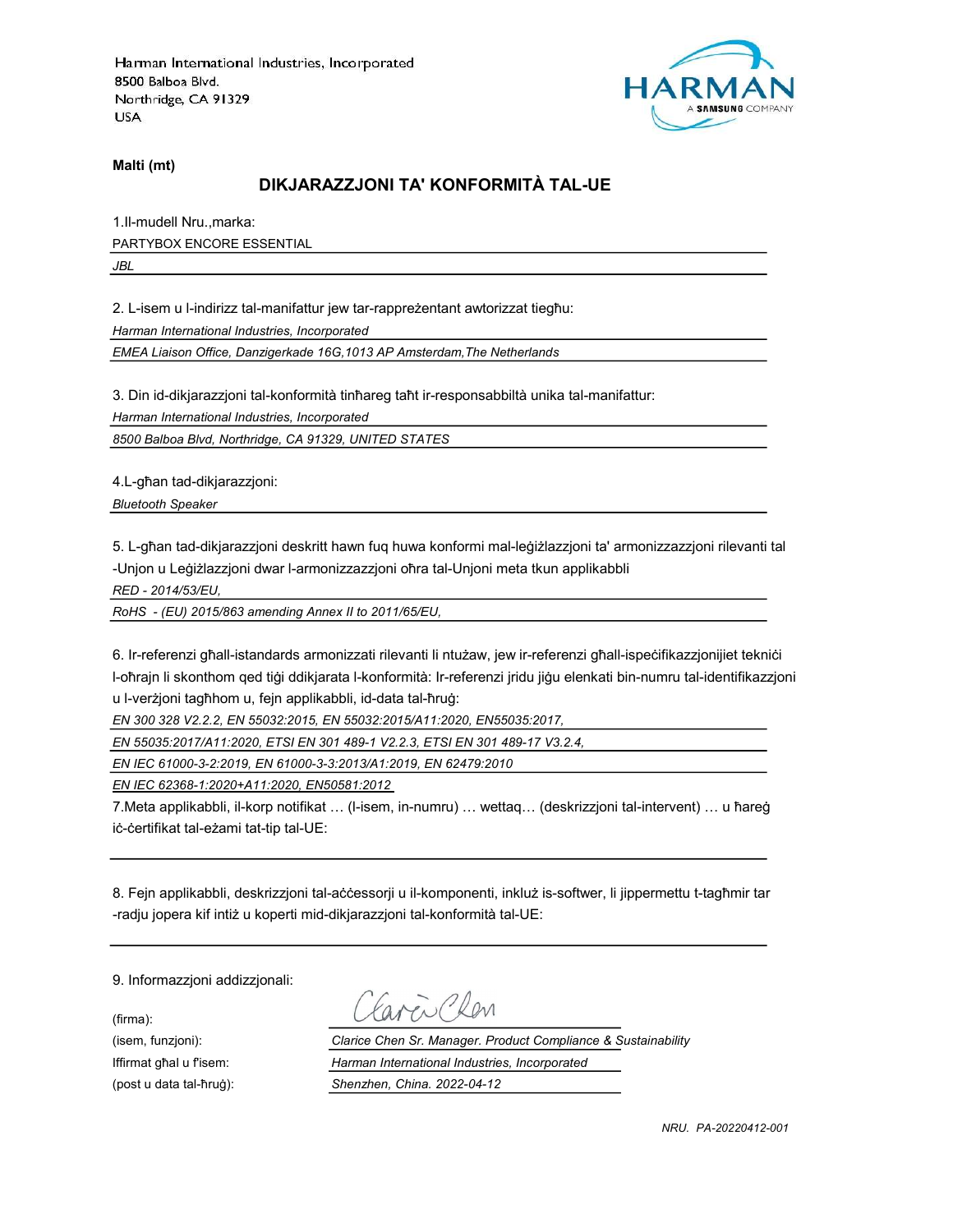Harman International Industries, Incorporated
8500 Balboa Blvd.
Northridge, CA 91329
USA

HARMAN
A SAMSUNG COMPANY

**Malti (mt)**

## DIKJARAZZJONI TA' KONFORMITÀ TAL-UE

1.Il-mudell Nru.,marka:

PARTYBOX ENCORE ESSENTIAL

*JBL*

2. L-isem u l-indirizz tal-manifattur jew tar-rappreżentant awtorizzat tiegħu:

*Harman International Industries, Incorporated*

*EMEA Liaison Office, Danzigerkade 16G,1013 AP Amsterdam,The Netherlands*

3. Din id-dikjarazzjoni tal-konformità tinħareg taħt ir-responsabbiltà unika tal-manifattur:

*Harman International Industries, Incorporated*

*8500 Balboa Blvd, Northridge, CA 91329, UNITED STATES*

4.L-għan tad-dikjarazzjoni:

*Bluetooth Speaker*

5. L-għan tad-dikjarazzjoni deskritt hawn fuq huwa konformi mal-leġiżlazzjoni ta' armonizzazzjoni rilevanti tal -Unjon u Leġiżlazzjoni dwar l-armonizzazzjoni oħra tal-Unjoni meta tkun applikabbli

*RED - 2014/53/EU,*

*RoHS - (EU) 2015/863 amending Annex II to 2011/65/EU,*

6. Ir-referenzi għall-istandards armonizzati rilevanti li ntużaw, jew ir-referenzi għall-ispeċifikazzjonijiet tekniċi l-oħrajn li skonthom qed tiġi ddikjarata l-konformità: Ir-referenzi jridu jiġu elenkati bin-numru tal-identifikazzjoni u l-verżjoni tagħhom u, fejn applikabbli, id-data tal-ħruġ:

*EN 300 328 V2.2.2, EN 55032:2015, EN 55032:2015/A11:2020, EN55035:2017,*

*EN 55035:2017/A11:2020, ETSI EN 301 489-1 V2.2.3, ETSI EN 301 489-17 V3.2.4,*

*EN IEC 61000-3-2:2019, EN 61000-3-3:2013/A1:2019, EN 62479:2010*

*EN IEC 62368-1:2020+A11:2020, EN50581:2012*

7.Meta applikabbli, il-korp notifikat … (l-isem, in-numru) … wettaq… (deskrizzjoni tal-intervent) … u ħareġ iċ-ċertifikat tal-eżami tat-tip tal-UE:

8. Fejn applikabbli, deskrizzjoni tal-aċċessorji u il-komponenti, inkluż is-softwer, li jippermettu t-tagħmir tar -radju jopera kif intiż u koperti mid-dikjarazzjoni tal-konformità tal-UE:

9. Informazzjoni addizzjonali:

| | |
|---|---|
| (firma): | Clarice Chen |
| (isem, funzjoni): | *Clarice Chen Sr. Manager. Product Compliance & Sustainability* |
| Iffirmat għal u f'isem: | *Harman International Industries, Incorporated* |
| (post u data tal-ħruġ): | *Shenzhen, China. 2022-04-12* |

*NRU. PA-20220412-001*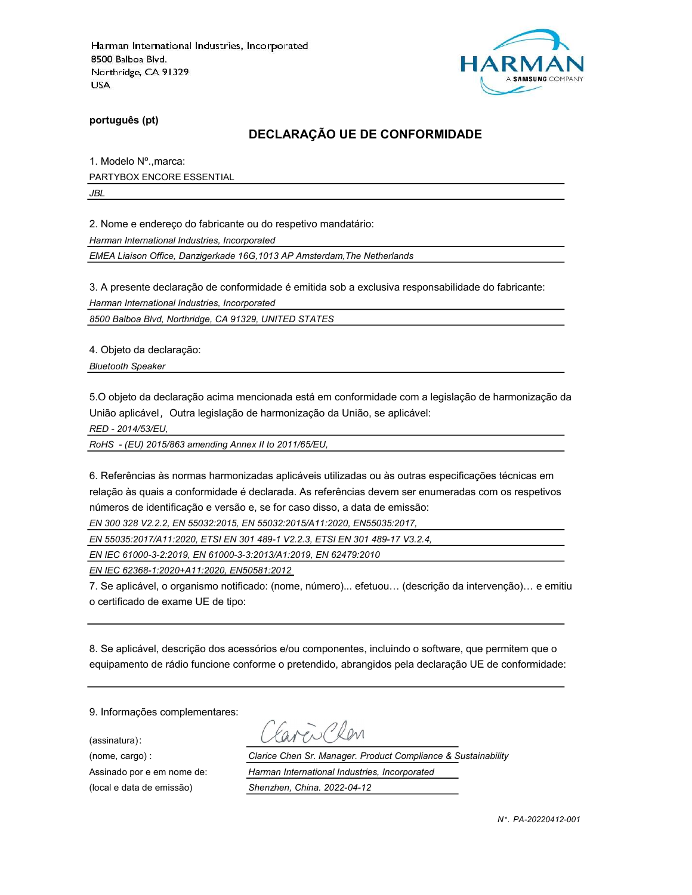Harman International Industries, Incorporated
8500 Balboa Blvd.
Northridge, CA 91329
USA

HARMAN
A SAMSUNG COMPANY

**português (pt)**

## DECLARAÇÃO UE DE CONFORMIDADE

1. Modelo Nº.,marca:

PARTYBOX ENCORE ESSENTIAL

*JBL*

2. Nome e endereço do fabricante ou do respetivo mandatário:

*Harman International Industries, Incorporated*

*EMEA Liaison Office, Danzigerkade 16G,1013 AP Amsterdam,The Netherlands*

3. A presente declaração de conformidade é emitida sob a exclusiva responsabilidade do fabricante:

*Harman International Industries, Incorporated*

*8500 Balboa Blvd, Northridge, CA 91329, UNITED STATES*

4. Objeto da declaração:

*Bluetooth Speaker*

5.O objeto da declaração acima mencionada está em conformidade com a legislação de harmonização da União aplicável，Outra legislação de harmonização da União, se aplicável:

*RED - 2014/53/EU,*

*RoHS - (EU) 2015/863 amending Annex II to 2011/65/EU,*

6. Referências às normas harmonizadas aplicáveis utilizadas ou às outras especificações técnicas em relação às quais a conformidade é declarada. As referências devem ser enumeradas com os respetivos números de identificação e versão e, se for caso disso, a data de emissão:

*EN 300 328 V2.2.2, EN 55032:2015, EN 55032:2015/A11:2020, EN55035:2017,*

*EN 55035:2017/A11:2020, ETSI EN 301 489-1 V2.2.3, ETSI EN 301 489-17 V3.2.4,*

*EN IEC 61000-3-2:2019, EN 61000-3-3:2013/A1:2019, EN 62479:2010*

*EN IEC 62368-1:2020+A11:2020, EN50581:2012*

7. Se aplicável, o organismo notificado: (nome, número)... efetuou… (descrição da intervenção)… e emitiu o certificado de exame UE de tipo:

8. Se aplicável, descrição dos acessórios e/ou componentes, incluindo o software, que permitem que o equipamento de rádio funcione conforme o pretendido, abrangidos pela declaração UE de conformidade:

9. Informações complementares:

(assinatura):

(nome, cargo) : *Clarice Chen Sr. Manager. Product Compliance & Sustainability*

Assinado por e em nome de: *Harman International Industries, Incorporated*

(local e data de emissão) *Shenzhen, China. 2022-04-12*

*N°. PA-20220412-001*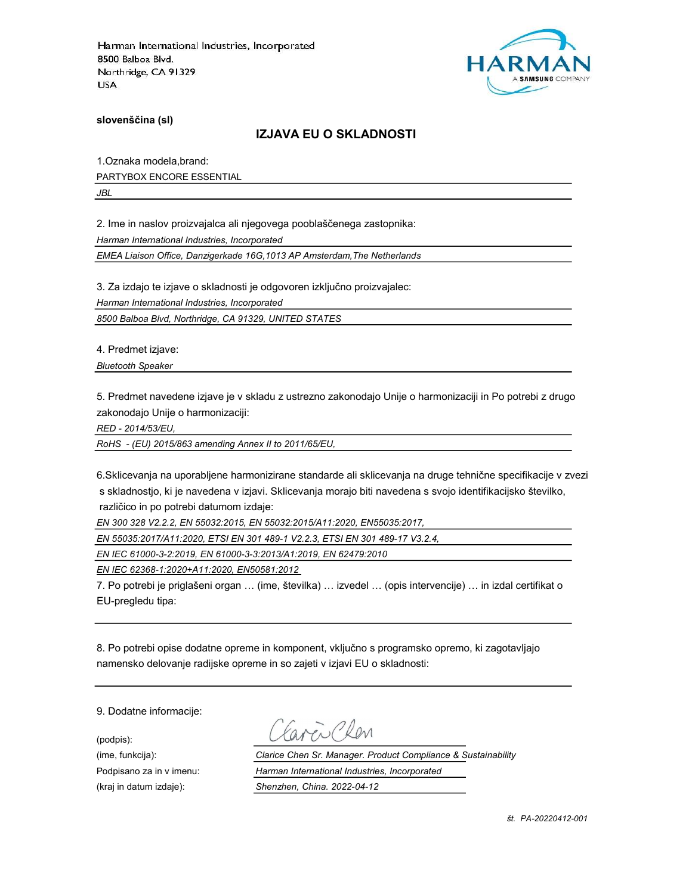Harman International Industries, Incorporated
8500 Balboa Blvd.
Northridge, CA 91329
USA

HARMAN
A SAMSUNG COMPANY

**slovenščina (sl)**

## IZJAVA EU O SKLADNOSTI

1.Oznaka modela,brand:

PARTYBOX ENCORE ESSENTIAL

*JBL*

2. Ime in naslov proizvajalca ali njegovega pooblaščenega zastopnika:

*Harman International Industries, Incorporated*

*EMEA Liaison Office, Danzigerkade 16G,1013 AP Amsterdam,The Netherlands*

3. Za izdajo te izjave o skladnosti je odgovoren izključno proizvajalec:

*Harman International Industries, Incorporated*

*8500 Balboa Blvd, Northridge, CA 91329, UNITED STATES*

4. Predmet izjave:

*Bluetooth Speaker*

5. Predmet navedene izjave je v skladu z ustrezno zakonodajo Unije o harmonizaciji in Po potrebi z drugo zakonodajo Unije o harmonizaciji:

*RED - 2014/53/EU,*

*RoHS - (EU) 2015/863 amending Annex II to 2011/65/EU,*

6.Sklicevanja na uporabljene harmonizirane standarde ali sklicevanja na druge tehnične specifikacije v zvezi s skladnostjo, ki je navedena v izjavi. Sklicevanja morajo biti navedena s svojo identifikacijsko številko, različico in po potrebi datumom izdaje:

*EN 300 328 V2.2.2, EN 55032:2015, EN 55032:2015/A11:2020, EN55035:2017,*

*EN 55035:2017/A11:2020, ETSI EN 301 489-1 V2.2.3, ETSI EN 301 489-17 V3.2.4,*

*EN IEC 61000-3-2:2019, EN 61000-3-3:2013/A1:2019, EN 62479:2010*

*EN IEC 62368-1:2020+A11:2020, EN50581:2012*

7. Po potrebi je priglašeni organ … (ime, številka) … izvedel … (opis intervencije) … in izdal certifikat o EU-pregledu tipa:

8. Po potrebi opise dodatne opreme in komponent, vključno s programsko opremo, ki zagotavljajo namensko delovanje radijske opreme in so zajeti v izjavi EU o skladnosti:

9. Dodatne informacije:

(podpis):

(ime, funkcija): *Clarice Chen Sr. Manager. Product Compliance & Sustainability*

Podpisano za in v imenu: *Harman International Industries, Incorporated*

(kraj in datum izdaje): *Shenzhen, China. 2022-04-12*

*št. PA-20220412-001*